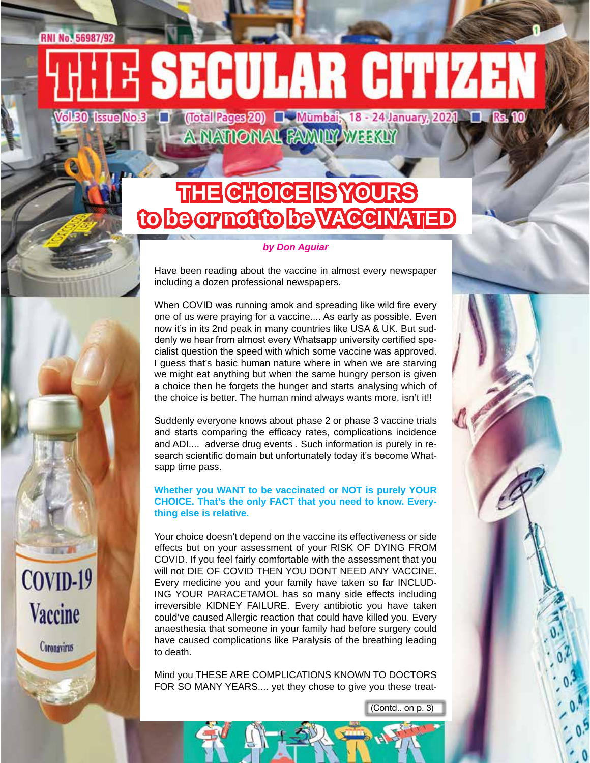RNI No. 56987/92

# THE SECULAR CITIZEN

Vol.30 Issue No.3 ■ (Total Pages 20) ■ Mumbai, 18 - 24 January, 2021 ■ Rs. 10

A NATIONAL FAMILY WEEKLY

## THE CHOICE IS YOURS to be or not to be VACCINATED

***by Don Aguiar***

Have been reading about the vaccine in almost every newspaper including a dozen professional newspapers.

When COVID was running amok and spreading like wild fire every one of us were praying for a vaccine.... As early as possible. Even now it's in its 2nd peak in many countries like USA & UK. But suddenly we hear from almost every Whatsapp university certified specialist question the speed with which some vaccine was approved. I guess that's basic human nature where in when we are starving we might eat anything but when the same hungry person is given a choice then he forgets the hunger and starts analysing which of the choice is better. The human mind always wants more, isn't it!!

Suddenly everyone knows about phase 2 or phase 3 vaccine trials and starts comparing the efficacy rates, complications incidence and ADI.... adverse drug events . Such information is purely in research scientific domain but unfortunately today it's become Whatsapp time pass.

**Whether you WANT to be vaccinated or NOT is purely YOUR CHOICE. That's the only FACT that you need to know. Everything else is relative.**

Your choice doesn't depend on the vaccine its effectiveness or side effects but on your assessment of your RISK OF DYING FROM COVID. If you feel fairly comfortable with the assessment that you will not DIE OF COVID THEN YOU DONT NEED ANY VACCINE. Every medicine you and your family have taken so far INCLUDING YOUR PARACETAMOL has so many side effects including irreversible KIDNEY FAILURE. Every antibiotic you have taken could've caused Allergic reaction that could have killed you. Every anaesthesia that someone in your family had before surgery could have caused complications like Paralysis of the breathing leading to death.

Mind you THESE ARE COMPLICATIONS KNOWN TO DOCTORS FOR SO MANY YEARS.... yet they chose to give you these treat-

(Contd.. on p. 3)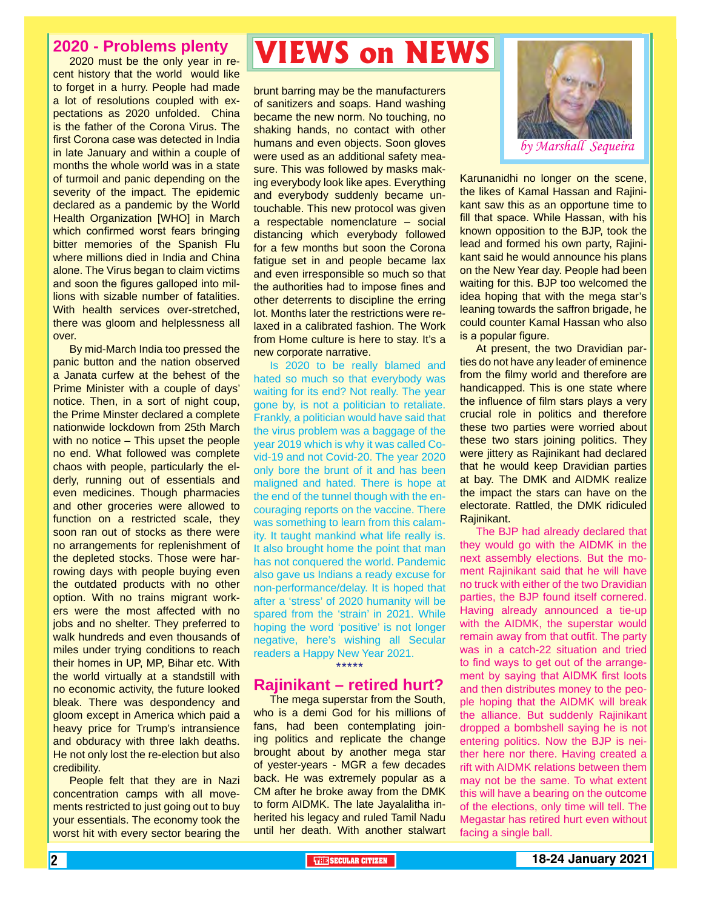# VIEWS on NEWS

*by Marshall Sequeira*

## 2020 - Problems plenty

2020 must be the only year in recent history that the world would like to forget in a hurry. People had made a lot of resolutions coupled with expectations as 2020 unfolded. China is the father of the Corona Virus. The first Corona case was detected in India in late January and within a couple of months the whole world was in a state of turmoil and panic depending on the severity of the impact. The epidemic declared as a pandemic by the World Health Organization [WHO] in March which confirmed worst fears bringing bitter memories of the Spanish Flu where millions died in India and China alone. The Virus began to claim victims and soon the figures galloped into millions with sizable number of fatalities. With health services over-stretched, there was gloom and helplessness all over.

By mid-March India too pressed the panic button and the nation observed a Janata curfew at the behest of the Prime Minister with a couple of days' notice. Then, in a sort of night coup, the Prime Minster declared a complete nationwide lockdown from 25th March with no notice – This upset the people no end. What followed was complete chaos with people, particularly the elderly, running out of essentials and even medicines. Though pharmacies and other groceries were allowed to function on a restricted scale, they soon ran out of stocks as there were no arrangements for replenishment of the depleted stocks. Those were harrowing days with people buying even the outdated products with no other option. With no trains migrant workers were the most affected with no jobs and no shelter. They preferred to walk hundreds and even thousands of miles under trying conditions to reach their homes in UP, MP, Bihar etc. With the world virtually at a standstill with no economic activity, the future looked bleak. There was despondency and gloom except in America which paid a heavy price for Trump's intransience and obduracy with three lakh deaths. He not only lost the re-election but also credibility.

People felt that they are in Nazi concentration camps with all movements restricted to just going out to buy your essentials. The economy took the worst hit with every sector bearing the brunt barring may be the manufacturers of sanitizers and soaps. Hand washing became the new norm. No touching, no shaking hands, no contact with other humans and even objects. Soon gloves were used as an additional safety measure. This was followed by masks making everybody look like apes. Everything and everybody suddenly became untouchable. This new protocol was given a respectable nomenclature – social distancing which everybody followed for a few months but soon the Corona fatigue set in and people became lax and even irresponsible so much so that the authorities had to impose fines and other deterrents to discipline the erring lot. Months later the restrictions were relaxed in a calibrated fashion. The Work from Home culture is here to stay. It's a new corporate narrative.

Is 2020 to be really blamed and hated so much so that everybody was waiting for its end? Not really. The year gone by, is not a politician to retaliate. Frankly, a politician would have said that the virus problem was a baggage of the year 2019 which is why it was called Covid-19 and not Covid-20. The year 2020 only bore the brunt of it and has been maligned and hated. There is hope at the end of the tunnel though with the encouraging reports on the vaccine. There was something to learn from this calamity. It taught mankind what life really is. It also brought home the point that man has not conquered the world. Pandemic also gave us Indians a ready excuse for non-performance/delay. It is hoped that after a 'stress' of 2020 humanity will be spared from the 'strain' in 2021. While hoping the word 'positive' is not longer negative, here's wishing all Secular readers a Happy New Year 2021.

*****

## Rajinikant – retired hurt?

The mega superstar from the South, who is a demi God for his millions of fans, had been contemplating joining politics and replicate the change brought about by another mega star of yester-years - MGR a few decades back. He was extremely popular as a CM after he broke away from the DMK to form AIDMK. The late Jayalalitha inherited his legacy and ruled Tamil Nadu until her death. With another stalwart Karunanidhi no longer on the scene, the likes of Kamal Hassan and Rajinikant saw this as an opportune time to fill that space. While Hassan, with his known opposition to the BJP, took the lead and formed his own party, Rajinikant said he would announce his plans on the New Year day. People had been waiting for this. BJP too welcomed the idea hoping that with the mega star's leaning towards the saffron brigade, he could counter Kamal Hassan who also is a popular figure.

At present, the two Dravidian parties do not have any leader of eminence from the filmy world and therefore are handicapped. This is one state where the influence of film stars plays a very crucial role in politics and therefore these two parties were worried about these two stars joining politics. They were jittery as Rajinikant had declared that he would keep Dravidian parties at bay. The DMK and AIDMK realize the impact the stars can have on the electorate. Rattled, the DMK ridiculed Rajinikant.

The BJP had already declared that they would go with the AIDMK in the next assembly elections. But the moment Rajinikant said that he will have no truck with either of the two Dravidian parties, the BJP found itself cornered. Having already announced a tie-up with the AIDMK, the superstar would remain away from that outfit. The party was in a catch-22 situation and tried to find ways to get out of the arrangement by saying that AIDMK first loots and then distributes money to the people hoping that the AIDMK will break the alliance. But suddenly Rajinikant dropped a bombshell saying he is not entering politics. Now the BJP is neither here nor there. Having created a rift with AIDMK relations between them may not be the same. To what extent this will have a bearing on the outcome of the elections, only time will tell. The Megastar has retired hurt even without facing a single ball.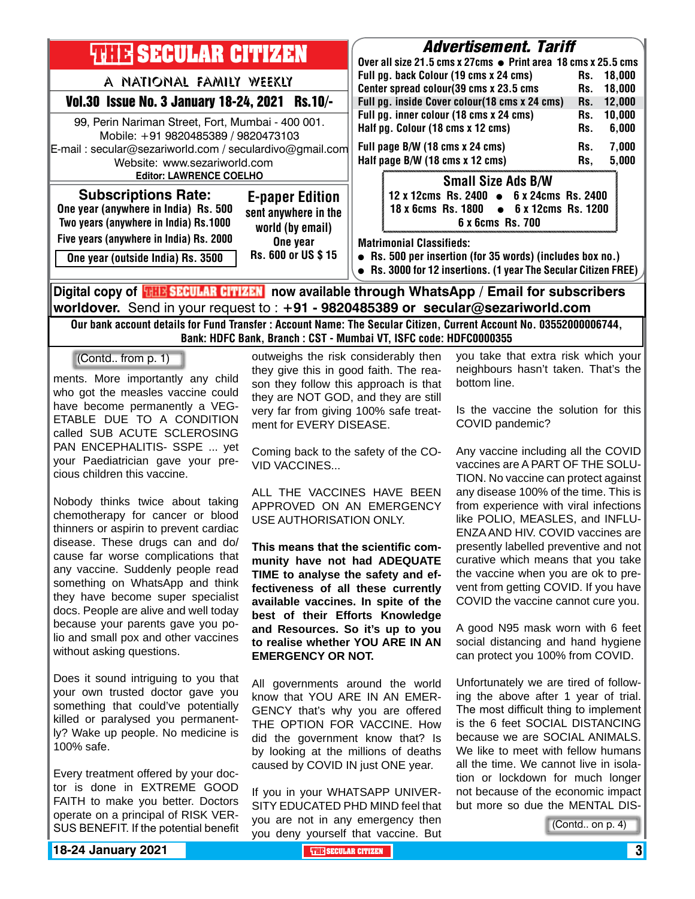# THE SECULAR CITIZEN

A NATIONAL FAMILY WEEKLY

**Vol.30 Issue No. 3 January 18-24, 2021 Rs.10/-**

99, Perin Nariman Street, Fort, Mumbai - 400 001.
Mobile: +91 9820485389 / 9820473103
E-mail : secular@sezariworld.com / seculardivo@gmail.com
Website: www.sezariworld.com
**Editor: LAWRENCE COELHO**

## Subscriptions Rate:

- One year (anywhere in India) Rs. 500
- Two years (anywhere in India) Rs.1000
- Five years (anywhere in India) Rs. 2000
- One year (outside India) Rs. 3500

## E-paper Edition

sent anywhere in the world (by email)
One year
Rs. 600 or US $ 15

## Advertisement. Tariff

Over all size 21.5 cms x 27cms ● Print area 18 cms x 25.5 cms

| Ad | Rate |
|---|---|
| Full pg. back Colour (19 cms x 24 cms) | Rs. 18,000 |
| Center spread colour(39 cms x 23.5 cms | Rs. 18,000 |
| Full pg. inside Cover colour(18 cms x 24 cms) | Rs. 12,000 |
| Full pg. inner colour (18 cms x 24 cms) | Rs. 10,000 |
| Half pg. Colour (18 cms x 12 cms) | Rs. 6,000 |
| Full page B/W (18 cms x 24 cms) | Rs. 7,000 |
| Half page B/W (18 cms x 12 cms) | Rs, 5,000 |

### Small Size Ads B/W

12 x 12cms Rs. 2400 ● 6 x 24cms Rs. 2400
18 x 6cms Rs. 1800 ● 6 x 12cms Rs. 1200
6 x 6cms Rs. 700

**Matrimonial Classifieds:**

- Rs. 500 per insertion (for 35 words) (includes box no.)
- Rs. 3000 for 12 insertions. (1 year The Secular Citizen FREE)

**Digital copy of THE SECULAR CITIZEN now available through WhatsApp / Email for subscribers worldover.** Send in your request to : **+91 - 9820485389 or secular@sezariworld.com**

**Our bank account details for Fund Transfer : Account Name: The Secular Citizen, Current Account No. 03552000006744, Bank: HDFC Bank, Branch : CST - Mumbai VT, ISFC code: HDFC0000355**

(Contd.. from p. 1)

ments. More importantly any child who got the measles vaccine could have become permanently a VEGETABLE DUE TO A CONDITION called SUB ACUTE SCLEROSING PAN ENCEPHALITIS- SSPE ... yet your Paediatrician gave your precious children this vaccine.

Nobody thinks twice about taking chemotherapy for cancer or blood thinners or aspirin to prevent cardiac disease. These drugs can and do/ cause far worse complications that any vaccine. Suddenly people read something on WhatsApp and think they have become super specialist docs. People are alive and well today because your parents gave you polio and small pox and other vaccines without asking questions.

Does it sound intriguing to you that your own trusted doctor gave you something that could've potentially killed or paralysed you permanently? Wake up people. No medicine is 100% safe.

Every treatment offered by your doctor is done in EXTREME GOOD FAITH to make you better. Doctors operate on a principal of RISK VERSUS BENEFIT. If the potential benefit outweighs the risk considerably then they give this in good faith. The reason they follow this approach is that they are NOT GOD, and they are still very far from giving 100% safe treatment for EVERY DISEASE.

Coming back to the safety of the COVID VACCINES...

ALL THE VACCINES HAVE BEEN APPROVED ON AN EMERGENCY USE AUTHORISATION ONLY.

**This means that the scientific community have not had ADEQUATE TIME to analyse the safety and effectiveness of all these currently available vaccines. In spite of the best of their Efforts Knowledge and Resources. So it's up to you to realise whether YOU ARE IN AN EMERGENCY OR NOT.**

All governments around the world know that YOU ARE IN AN EMERGENCY that's why you are offered THE OPTION FOR VACCINE. How did the government know that? Is by looking at the millions of deaths caused by COVID IN just ONE year.

If you in your WHATSAPP UNIVERSITY EDUCATED PHD MIND feel that you are not in any emergency then you deny yourself that vaccine. But you take that extra risk which your neighbours hasn't taken. That's the bottom line.

Is the vaccine the solution for this COVID pandemic?

Any vaccine including all the COVID vaccines are A PART OF THE SOLUTION. No vaccine can protect against any disease 100% of the time. This is from experience with viral infections like POLIO, MEASLES, and INFLUENZA AND HIV. COVID vaccines are presently labelled preventive and not curative which means that you take the vaccine when you are ok to prevent from getting COVID. If you have COVID the vaccine cannot cure you.

A good N95 mask worn with 6 feet social distancing and hand hygiene can protect you 100% from COVID.

Unfortunately we are tired of following the above after 1 year of trial. The most difficult thing to implement is the 6 feet SOCIAL DISTANCING because we are SOCIAL ANIMALS. We like to meet with fellow humans all the time. We cannot live in isolation or lockdown for much longer not because of the economic impact but more so due the MENTAL DIS-

(Contd.. on p. 4)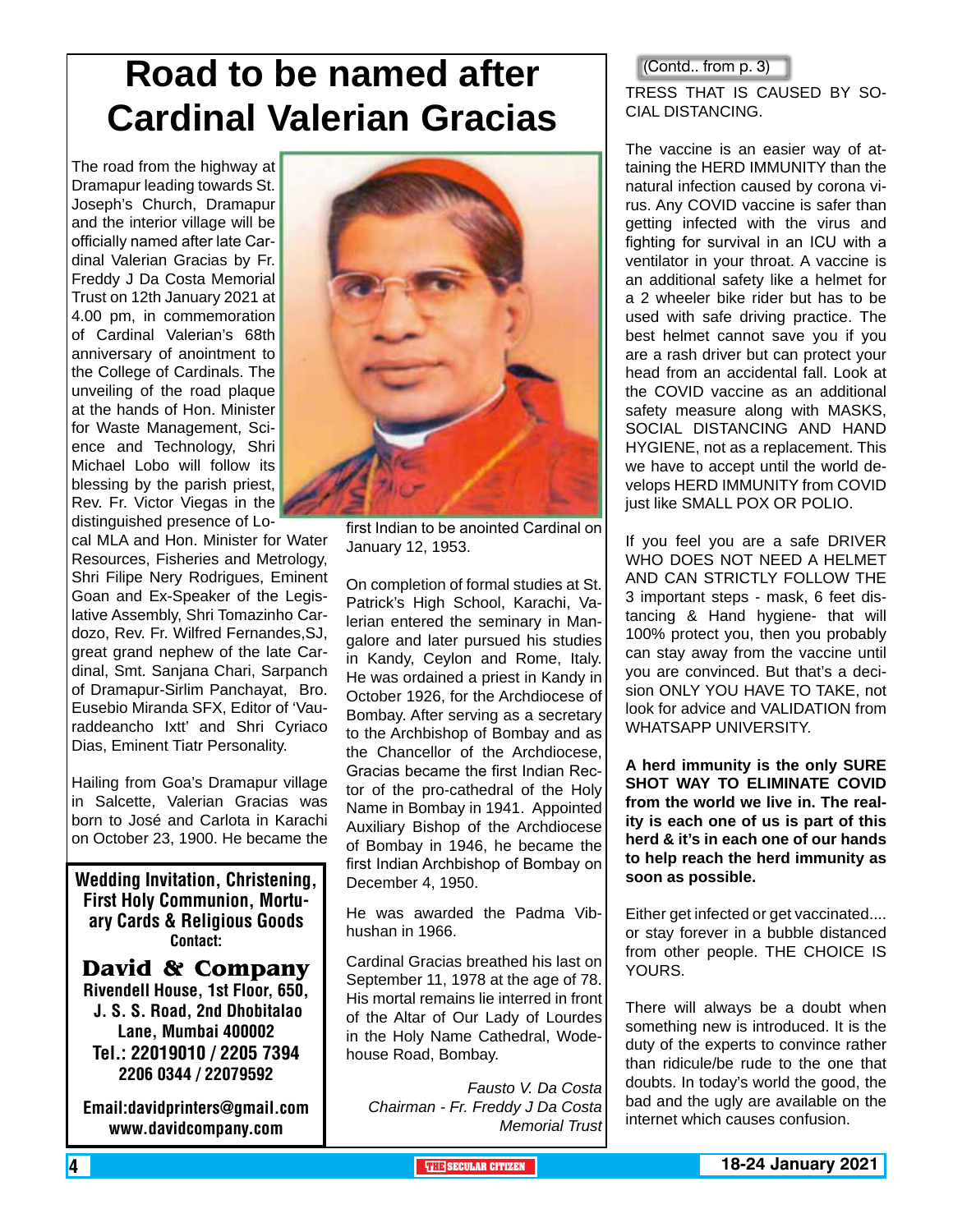# Road to be named after Cardinal Valerian Gracias

The road from the highway at Dramapur leading towards St. Joseph's Church, Dramapur and the interior village will be officially named after late Cardinal Valerian Gracias by Fr. Freddy J Da Costa Memorial Trust on 12th January 2021 at 4.00 pm, in commemoration of Cardinal Valerian's 68th anniversary of anointment to the College of Cardinals. The unveiling of the road plaque at the hands of Hon. Minister for Waste Management, Science and Technology, Shri Michael Lobo will follow its blessing by the parish priest, Rev. Fr. Victor Viegas in the distinguished presence of Local MLA and Hon. Minister for Water Resources, Fisheries and Metrology, Shri Filipe Nery Rodrigues, Eminent Goan and Ex-Speaker of the Legislative Assembly, Shri Tomazinho Cardozo, Rev. Fr. Wilfred Fernandes,SJ, great grand nephew of the late Cardinal, Smt. Sanjana Chari, Sarpanch of Dramapur-Sirlim Panchayat, Bro. Eusebio Miranda SFX, Editor of 'Vauraddeancho Ixtt' and Shri Cyriaco Dias, Eminent Tiatr Personality.

Hailing from Goa's Dramapur village in Salcette, Valerian Gracias was born to José and Carlota in Karachi on October 23, 1900. He became the first Indian to be anointed Cardinal on January 12, 1953.

On completion of formal studies at St. Patrick's High School, Karachi, Valerian entered the seminary in Mangalore and later pursued his studies in Kandy, Ceylon and Rome, Italy. He was ordained a priest in Kandy in October 1926, for the Archdiocese of Bombay. After serving as a secretary to the Archbishop of Bombay and as the Chancellor of the Archdiocese, Gracias became the first Indian Rector of the pro-cathedral of the Holy Name in Bombay in 1941. Appointed Auxiliary Bishop of the Archdiocese of Bombay in 1946, he became the first Indian Archbishop of Bombay on December 4, 1950.

He was awarded the Padma Vibhushan in 1966.

Cardinal Gracias breathed his last on September 11, 1978 at the age of 78. His mortal remains lie interred in front of the Altar of Our Lady of Lourdes in the Holy Name Cathedral, Wodehouse Road, Bombay.

*Fausto V. Da Costa*
*Chairman - Fr. Freddy J Da Costa Memorial Trust*

---

**Wedding Invitation, Christening, First Holy Communion, Mortuary Cards & Religious Goods**
**Contact:**

**David & Company**
**Rivendell House, 1st Floor, 650, J. S. S. Road, 2nd Dhobitalao Lane, Mumbai 400002**
**Tel.: 22019010 / 2205 7394 2206 0344 / 22079592**

**Email:davidprinters@gmail.com**
**www.davidcompany.com**

---

(Contd.. from p. 3)

TRESS THAT IS CAUSED BY SOCIAL DISTANCING.

The vaccine is an easier way of attaining the HERD IMMUNITY than the natural infection caused by corona virus. Any COVID vaccine is safer than getting infected with the virus and fighting for survival in an ICU with a ventilator in your throat. A vaccine is an additional safety like a helmet for a 2 wheeler bike rider but has to be used with safe driving practice. The best helmet cannot save you if you are a rash driver but can protect your head from an accidental fall. Look at the COVID vaccine as an additional safety measure along with MASKS, SOCIAL DISTANCING AND HAND HYGIENE, not as a replacement. This we have to accept until the world develops HERD IMMUNITY from COVID just like SMALL POX OR POLIO.

If you feel you are a safe DRIVER WHO DOES NOT NEED A HELMET AND CAN STRICTLY FOLLOW THE 3 important steps - mask, 6 feet distancing & Hand hygiene- that will 100% protect you, then you probably can stay away from the vaccine until you are convinced. But that's a decision ONLY YOU HAVE TO TAKE, not look for advice and VALIDATION from WHATSAPP UNIVERSITY.

**A herd immunity is the only SURE SHOT WAY TO ELIMINATE COVID from the world we live in. The reality is each one of us is part of this herd & it's in each one of our hands to help reach the herd immunity as soon as possible.**

Either get infected or get vaccinated.... or stay forever in a bubble distanced from other people. THE CHOICE IS YOURS.

There will always be a doubt when something new is introduced. It is the duty of the experts to convince rather than ridicule/be rude to the one that doubts. In today's world the good, the bad and the ugly are available on the internet which causes confusion.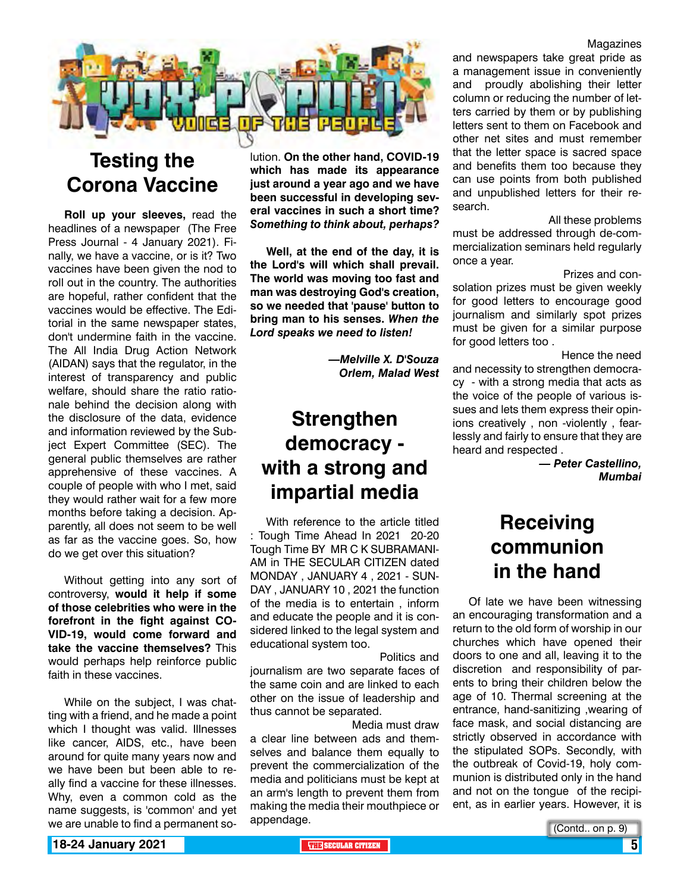# VOX POPULI

## VOICE OF THE PEOPLE

## Testing the Corona Vaccine

**Roll up your sleeves,** read the headlines of a newspaper (The Free Press Journal - 4 January 2021). Finally, we have a vaccine, or is it? Two vaccines have been given the nod to roll out in the country. The authorities are hopeful, rather confident that the vaccines would be effective. The Editorial in the same newspaper states, don't undermine faith in the vaccine. The All India Drug Action Network (AIDAN) says that the regulator, in the interest of transparency and public welfare, should share the ratio rationale behind the decision along with the disclosure of the data, evidence and information reviewed by the Subject Expert Committee (SEC). The general public themselves are rather apprehensive of these vaccines. A couple of people with who I met, said they would rather wait for a few more months before taking a decision. Apparently, all does not seem to be well as far as the vaccine goes. So, how do we get over this situation?

Without getting into any sort of controversy, **would it help if some of those celebrities who were in the forefront in the fight against COVID-19, would come forward and take the vaccine themselves?** This would perhaps help reinforce public faith in these vaccines.

While on the subject, I was chatting with a friend, and he made a point which I thought was valid. Illnesses like cancer, AIDS, etc., have been around for quite many years now and we have been but been able to really find a vaccine for these illnesses. Why, even a common cold as the name suggests, is 'common' and yet we are unable to find a permanent solution. **On the other hand, COVID-19 which has made its appearance just around a year ago and we have been successful in developing several vaccines in such a short time?** ***Something to think about, perhaps?***

**Well, at the end of the day, it is the Lord's will which shall prevail. The world was moving too fast and man was destroying God's creation, so we needed that 'pause' button to bring man to his senses.** ***When the Lord speaks we need to listen!***

***—Melville X. D'Souza***
***Orlem, Malad West***

## Strengthen democracy - with a strong and impartial media

With reference to the article titled : Tough Time Ahead In 2021 20-20 Tough Time BY MR C K SUBRAMANIAM in THE SECULAR CITIZEN dated MONDAY , JANUARY 4 , 2021 - SUNDAY , JANUARY 10 , 2021 the function of the media is to entertain , inform and educate the people and it is considered linked to the legal system and educational system too.

Politics and journalism are two separate faces of the same coin and are linked to each other on the issue of leadership and thus cannot be separated.

Media must draw a clear line between ads and themselves and balance them equally to prevent the commercialization of the media and politicians must be kept at an arm's length to prevent them from making the media their mouthpiece or appendage.

Magazines and newspapers take great pride as a management issue in conveniently and proudly abolishing their letter column or reducing the number of letters carried by them or by publishing letters sent to them on Facebook and other net sites and must remember that the letter space is sacred space and benefits them too because they can use points from both published and unpublished letters for their research.

All these problems must be addressed through de-commercialization seminars held regularly once a year.

Prizes and consolation prizes must be given weekly for good letters to encourage good journalism and similarly spot prizes must be given for a similar purpose for good letters too .

Hence the need and necessity to strengthen democracy - with a strong media that acts as the voice of the people of various issues and lets them express their opinions creatively , non -violently , fearlessly and fairly to ensure that they are heard and respected .

***— Peter Castellino,***
***Mumbai***

## Receiving communion in the hand

Of late we have been witnessing an encouraging transformation and a return to the old form of worship in our churches which have opened their doors to one and all, leaving it to the discretion and responsibility of parents to bring their children below the age of 10. Thermal screening at the entrance, hand-sanitizing ,wearing of face mask, and social distancing are strictly observed in accordance with the stipulated SOPs. Secondly, with the outbreak of Covid-19, holy communion is distributed only in the hand and not on the tongue of the recipient, as in earlier years. However, it is

(Contd.. on p. 9)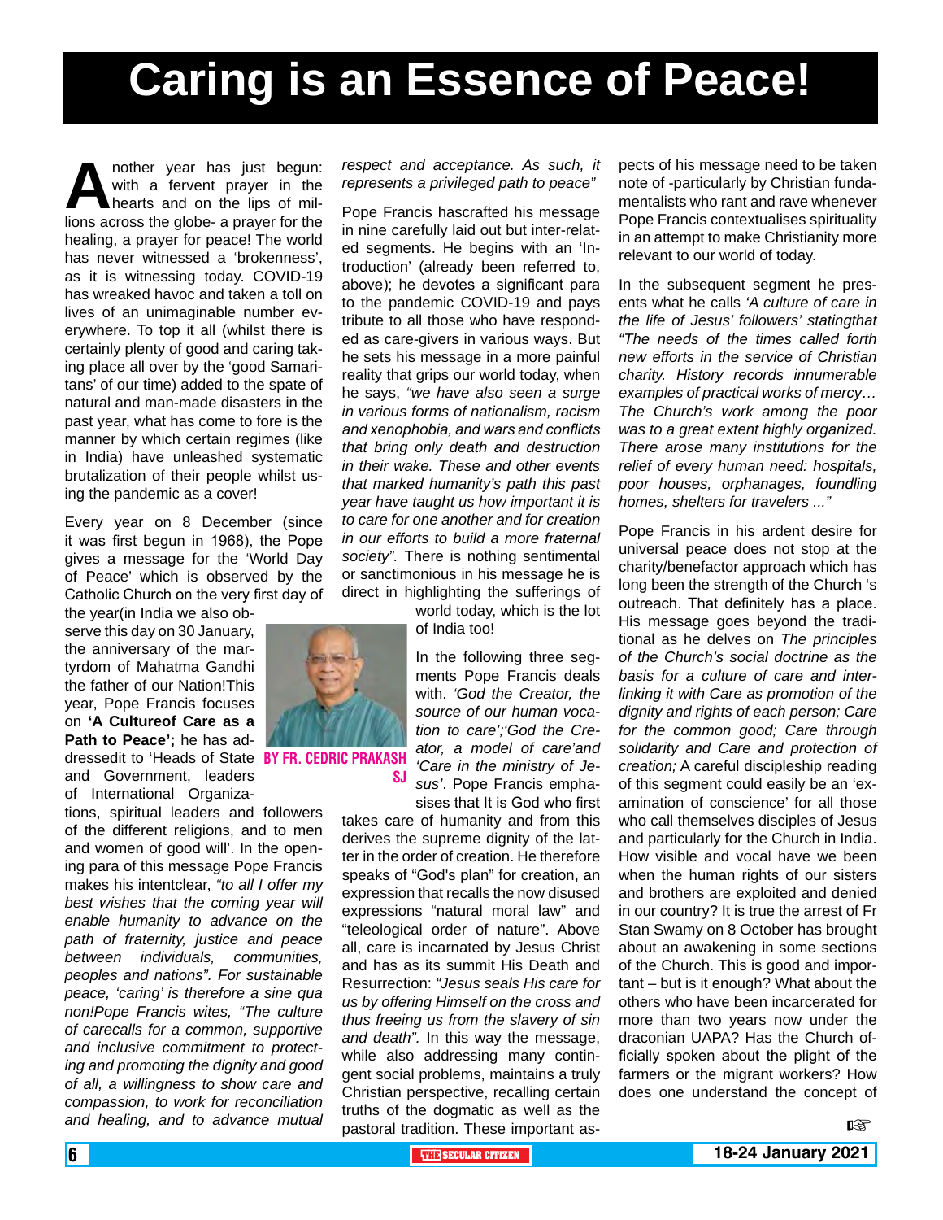# Caring is an Essence of Peace!

**By Fr. Cedric Prakash SJ**

Another year has just begun: with a fervent prayer in the hearts and on the lips of millions across the globe- a prayer for the healing, a prayer for peace! The world has never witnessed a 'brokenness', as it is witnessing today. COVID-19 has wreaked havoc and taken a toll on lives of an unimaginable number everywhere. To top it all (whilst there is certainly plenty of good and caring taking place all over by the 'good Samaritans' of our time) added to the spate of natural and man-made disasters in the past year, what has come to fore is the manner by which certain regimes (like in India) have unleashed systematic brutalization of their people whilst using the pandemic as a cover!

Every year on 8 December (since it was first begun in 1968), the Pope gives a message for the 'World Day of Peace' which is observed by the Catholic Church on the very first day of the year(in India we also observe this day on 30 January, the anniversary of the martyrdom of Mahatma Gandhi the father of our Nation!This year, Pope Francis focuses on **'A Cultureof Care as a Path to Peace';** he has addressedit to 'Heads of State and Government, leaders of International Organizations, spiritual leaders and followers of the different religions, and to men and women of good will'. In the opening para of this message Pope Francis makes his intentclear, *"to all I offer my best wishes that the coming year will enable humanity to advance on the path of fraternity, justice and peace between individuals, communities, peoples and nations". For sustainable peace, 'caring' is therefore a sine qua non!Pope Francis wites, "The culture of carecalls for a common, supportive and inclusive commitment to protecting and promoting the dignity and good of all, a willingness to show care and compassion, to work for reconciliation and healing, and to advance mutual respect and acceptance. As such, it represents a privileged path to peace"*

Pope Francis hascrafted his message in nine carefully laid out but inter-related segments. He begins with an 'Introduction' (already been referred to, above); he devotes a significant para to the pandemic COVID-19 and pays tribute to all those who have responded as care-givers in various ways. But he sets his message in a more painful reality that grips our world today, when he says, *"we have also seen a surge in various forms of nationalism, racism and xenophobia, and wars and conflicts that bring only death and destruction in their wake. These and other events that marked humanity's path this past year have taught us how important it is to care for one another and for creation in our efforts to build a more fraternal society".* There is nothing sentimental or sanctimonious in his message he is direct in highlighting the sufferings of world today, which is the lot of India too!

In the following three segments Pope Francis deals with. *'God the Creator, the source of our human vocation to care';'God the Creator, a model of care'and 'Care in the ministry of Jesus'*. Pope Francis emphasises that It is God who first takes care of humanity and from this derives the supreme dignity of the latter in the order of creation. He therefore speaks of "God's plan" for creation, an expression that recalls the now disused expressions "natural moral law" and "teleological order of nature". Above all, care is incarnated by Jesus Christ and has as its summit His Death and Resurrection: *"Jesus seals His care for us by offering Himself on the cross and thus freeing us from the slavery of sin and death".* In this way the message, while also addressing many contingent social problems, maintains a truly Christian perspective, recalling certain truths of the dogmatic as well as the pastoral tradition. These important aspects of his message need to be taken note of -particularly by Christian fundamentalists who rant and rave whenever Pope Francis contextualises spirituality in an attempt to make Christianity more relevant to our world of today.

In the subsequent segment he presents what he calls *'A culture of care in the life of Jesus' followers' statingthat "The needs of the times called forth new efforts in the service of Christian charity. History records innumerable examples of practical works of mercy… The Church's work among the poor was to a great extent highly organized. There arose many institutions for the relief of every human need: hospitals, poor houses, orphanages, foundling homes, shelters for travelers ..."*

Pope Francis in his ardent desire for universal peace does not stop at the charity/benefactor approach which has long been the strength of the Church 's outreach. That definitely has a place. His message goes beyond the traditional as he delves on *The principles of the Church's social doctrine as the basis for a culture of care and interlinking it with Care as promotion of the dignity and rights of each person; Care for the common good; Care through solidarity and Care and protection of creation;* A careful discipleship reading of this segment could easily be an 'examination of conscience' for all those who call themselves disciples of Jesus and particularly for the Church in India. How visible and vocal have we been when the human rights of our sisters and brothers are exploited and denied in our country? It is true the arrest of Fr Stan Swamy on 8 October has brought about an awakening in some sections of the Church. This is good and important – but is it enough? What about the others who have been incarcerated for more than two years now under the draconian UAPA? Has the Church officially spoken about the plight of the farmers or the migrant workers? How does one understand the concept of ☞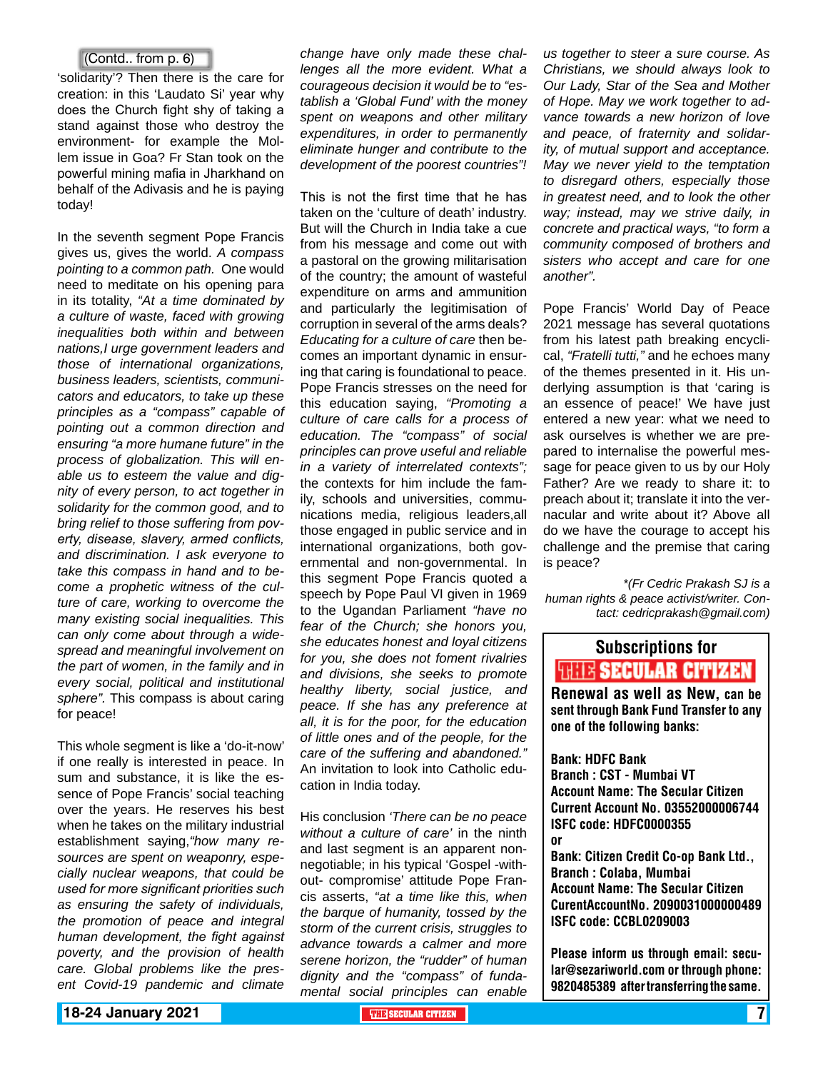(Contd.. from p. 6)

'solidarity'? Then there is the care for creation: in this 'Laudato Si' year why does the Church fight shy of taking a stand against those who destroy the environment- for example the Mollem issue in Goa? Fr Stan took on the powerful mining mafia in Jharkhand on behalf of the Adivasis and he is paying today!

In the seventh segment Pope Francis gives us, gives the world. *A compass pointing to a common path.* One would need to meditate on his opening para in its totality, *"At a time dominated by a culture of waste, faced with growing inequalities both within and between nations,I urge government leaders and those of international organizations, business leaders, scientists, communicators and educators, to take up these principles as a "compass" capable of pointing out a common direction and ensuring "a more humane future" in the process of globalization. This will enable us to esteem the value and dignity of every person, to act together in solidarity for the common good, and to bring relief to those suffering from poverty, disease, slavery, armed conflicts, and discrimination. I ask everyone to take this compass in hand and to become a prophetic witness of the culture of care, working to overcome the many existing social inequalities. This can only come about through a widespread and meaningful involvement on the part of women, in the family and in every social, political and institutional sphere".* This compass is about caring for peace!

This whole segment is like a 'do-it-now' if one really is interested in peace. In sum and substance, it is like the essence of Pope Francis' social teaching over the years. He reserves his best when he takes on the military industrial establishment saying,*"how many resources are spent on weaponry, especially nuclear weapons, that could be used for more significant priorities such as ensuring the safety of individuals, the promotion of peace and integral human development, the fight against poverty, and the provision of health care. Global problems like the present Covid-19 pandemic and climate change have only made these challenges all the more evident. What a courageous decision it would be to "establish a 'Global Fund' with the money spent on weapons and other military expenditures, in order to permanently eliminate hunger and contribute to the development of the poorest countries"!*

This is not the first time that he has taken on the 'culture of death' industry. But will the Church in India take a cue from his message and come out with a pastoral on the growing militarisation of the country; the amount of wasteful expenditure on arms and ammunition and particularly the legitimisation of corruption in several of the arms deals? *Educating for a culture of care* then becomes an important dynamic in ensuring that caring is foundational to peace. Pope Francis stresses on the need for this education saying, *"Promoting a culture of care calls for a process of education. The "compass" of social principles can prove useful and reliable in a variety of interrelated contexts";* the contexts for him include the family, schools and universities, communications media, religious leaders,all those engaged in public service and in international organizations, both governmental and non-governmental. In this segment Pope Francis quoted a speech by Pope Paul VI given in 1969 to the Ugandan Parliament *"have no fear of the Church; she honors you, she educates honest and loyal citizens for you, she does not foment rivalries and divisions, she seeks to promote healthy liberty, social justice, and peace. If she has any preference at all, it is for the poor, for the education of little ones and of the people, for the care of the suffering and abandoned."* An invitation to look into Catholic education in India today.

His conclusion *'There can be no peace without a culture of care'* in the ninth and last segment is an apparent non-negotiable; in his typical 'Gospel -without- compromise' attitude Pope Francis asserts, *"at a time like this, when the barque of humanity, tossed by the storm of the current crisis, struggles to advance towards a calmer and more serene horizon, the "rudder" of human dignity and the "compass" of fundamental social principles can enable us together to steer a sure course. As Christians, we should always look to Our Lady, Star of the Sea and Mother of Hope. May we work together to advance towards a new horizon of love and peace, of fraternity and solidarity, of mutual support and acceptance. May we never yield to the temptation to disregard others, especially those in greatest need, and to look the other way; instead, may we strive daily, in concrete and practical ways, "to form a community composed of brothers and sisters who accept and care for one another".*

Pope Francis' World Day of Peace 2021 message has several quotations from his latest path breaking encyclical, *"Fratelli tutti,"* and he echoes many of the themes presented in it. His underlying assumption is that 'caring is an essence of peace!' We have just entered a new year: what we need to ask ourselves is whether we are prepared to internalise the powerful message for peace given to us by our Holy Father? Are we ready to share it: to preach about it; translate it into the vernacular and write about it? Above all do we have the courage to accept his challenge and the premise that caring is peace?

*\*(Fr Cedric Prakash SJ is a human rights & peace activist/writer. Contact: cedricprakash@gmail.com)*

---

**Subscriptions for THE SECULAR CITIZEN**

**Renewal as well as New, can be sent through Bank Fund Transfer to any one of the following banks:**

**Bank: HDFC Bank**
**Branch : CST - Mumbai VT**
**Account Name: The Secular Citizen**
**Current Account No. 03552000006744**
**ISFC code: HDFC0000355**
**or**
**Bank: Citizen Credit Co-op Bank Ltd.,**
**Branch : Colaba, Mumbai**
**Account Name: The Secular Citizen**
**CurentAccountNo. 2090031000000489**
**ISFC code: CCBL0209003**

**Please inform us through email: secular@sezariworld.com or through phone: 9820485389 after transferring the same.**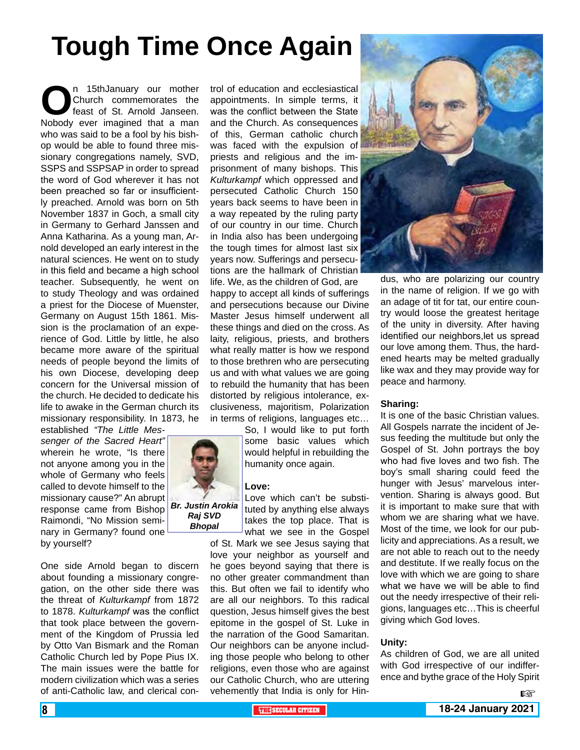# Tough Time Once Again

On 15thJanuary our mother Church commemorates the feast of St. Arnold Janseen. Nobody ever imagined that a man who was said to be a fool by his bishop would be able to found three missionary congregations namely, SVD, SSPS and SSPSAP in order to spread the word of God wherever it has not been preached so far or insufficiently preached. Arnold was born on 5th November 1837 in Goch, a small city in Germany to Gerhard Janssen and Anna Katharina. As a young man, Arnold developed an early interest in the natural sciences. He went on to study in this field and became a high school teacher. Subsequently, he went on to study Theology and was ordained a priest for the Diocese of Muenster, Germany on August 15th 1861. Mission is the proclamation of an experience of God. Little by little, he also became more aware of the spiritual needs of people beyond the limits of his own Diocese, developing deep concern for the Universal mission of the church. He decided to dedicate his life to awake in the German church its missionary responsibility. In 1873, he established *"The Little Messenger of the Sacred Heart"* wherein he wrote, "Is there not anyone among you in the whole of Germany who feels called to devote himself to the missionary cause?" An abrupt response came from Bishop Raimondi, "No Mission seminary in Germany? found one by yourself?

***Br. Justin Arokia Raj SVD Bhopal***

One side Arnold began to discern about founding a missionary congregation, on the other side there was the threat of *Kulturkampf* from 1872 to 1878. *Kulturkampf* was the conflict that took place between the government of the Kingdom of Prussia led by Otto Van Bismark and the Roman Catholic Church led by Pope Pius IX. The main issues were the battle for modern civilization which was a series of anti-Catholic law, and clerical control of education and ecclesiastical appointments. In simple terms, it was the conflict between the State and the Church. As consequences of this, German catholic church was faced with the expulsion of priests and religious and the imprisonment of many bishops. This *Kulturkampf* which oppressed and persecuted Catholic Church 150 years back seems to have been in a way repeated by the ruling party of our country in our time. Church in India also has been undergoing the tough times for almost last six years now. Sufferings and persecutions are the hallmark of Christian life. We, as the children of God, are happy to accept all kinds of sufferings and persecutions because our Divine Master Jesus himself underwent all these things and died on the cross. As laity, religious, priests, and brothers what really matter is how we respond to those brethren who are persecuting us and with what values we are going to rebuild the humanity that has been distorted by religious intolerance, exclusiveness, majoritism, Polarization in terms of religions, languages etc…

So, I would like to put forth some basic values which would helpful in rebuilding the humanity once again.

**Love:**

Love which can't be substituted by anything else always takes the top place. That is what we see in the Gospel of St. Mark we see Jesus saying that love your neighbor as yourself and he goes beyond saying that there is no other greater commandment than this. But often we fail to identify who are all our neighbors. To this radical question, Jesus himself gives the best epitome in the gospel of St. Luke in the narration of the Good Samaritan. Our neighbors can be anyone including those people who belong to other religions, even those who are against our Catholic Church, who are uttering vehemently that India is only for Hindus, who are polarizing our country in the name of religion. If we go with an adage of tit for tat, our entire country would loose the greatest heritage of the unity in diversity. After having identified our neighbors,let us spread our love among them. Thus, the hardened hearts may be melted gradually like wax and they may provide way for peace and harmony.

**Sharing:**

It is one of the basic Christian values. All Gospels narrate the incident of Jesus feeding the multitude but only the Gospel of St. John portrays the boy who had five loves and two fish. The boy's small sharing could feed the hunger with Jesus' marvelous intervention. Sharing is always good. But it is important to make sure that with whom we are sharing what we have. Most of the time, we look for our publicity and appreciations. As a result, we are not able to reach out to the needy and destitute. If we really focus on the love with which we are going to share what we have we will be able to find out the needy irrespective of their religions, languages etc…This is cheerful giving which God loves.

**Unity:**

As children of God, we are all united with God irrespective of our indifference and bythe grace of the Holy Spirit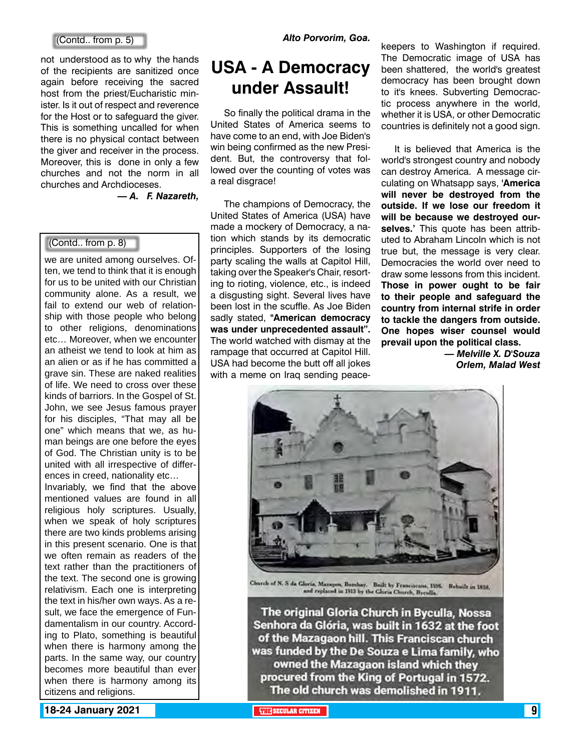(Contd.. from p. 5)

not understood as to why the hands of the recipients are sanitized once again before receiving the sacred host from the priest/Eucharistic minister. Is it out of respect and reverence for the Host or to safeguard the giver. This is something uncalled for when there is no physical contact between the giver and receiver in the process. Moreover, this is done in only a few churches and not the norm in all churches and Archdioceses.

***— A. F. Nazareth,***

***Alto Porvorim, Goa.***

(Contd.. from p. 8)

we are united among ourselves. Often, we tend to think that it is enough for us to be united with our Christian community alone. As a result, we fail to extend our web of relationship with those people who belong to other religions, denominations etc… Moreover, when we encounter an atheist we tend to look at him as an alien or as if he has committed a grave sin. These are naked realities of life. We need to cross over these kinds of barriers. In the Gospel of St. John, we see Jesus famous prayer for his disciples, "That may all be one" which means that we, as human beings are one before the eyes of God. The Christian unity is to be united with all irrespective of differences in creed, nationality etc…

Invariably, we find that the above mentioned values are found in all religious holy scriptures. Usually, when we speak of holy scriptures there are two kinds problems arising in this present scenario. One is that we often remain as readers of the text rather than the practitioners of the text. The second one is growing relativism. Each one is interpreting the text in his/her own ways. As a result, we face the emergence of Fundamentalism in our country. According to Plato, something is beautiful when there is harmony among the parts. In the same way, our country becomes more beautiful than ever when there is harmony among its citizens and religions.

# USA - A Democracy under Assault!

So finally the political drama in the United States of America seems to have come to an end, with Joe Biden's win being confirmed as the new President. But, the controversy that followed over the counting of votes was a real disgrace!

The champions of Democracy, the United States of America (USA) have made a mockery of Democracy, a nation which stands by its democratic principles. Supporters of the losing party scaling the walls at Capitol Hill, taking over the Speaker's Chair, resorting to rioting, violence, etc., is indeed a disgusting sight. Several lives have been lost in the scuffle. As Joe Biden sadly stated, **"American democracy was under unprecedented assault".** The world watched with dismay at the rampage that occurred at Capitol Hill. USA had become the butt off all jokes with a meme on Iraq sending peace-keepers to Washington if required. The Democratic image of USA has been shattered, the world's greatest democracy has been brought down to it's knees. Subverting Democractic process anywhere in the world, whether it is USA, or other Democratic countries is definitely not a good sign.

It is believed that America is the world's strongest country and nobody can destroy America. A message circulating on Whatsapp says, **'America will never be destroyed from the outside. If we lose our freedom it will be because we destroyed ourselves.'** This quote has been attributed to Abraham Lincoln which is not true but, the message is very clear. Democracies the world over need to draw some lessons from this incident. **Those in power ought to be fair to their people and safeguard the country from internal strife in order to tackle the dangers from outside. One hopes wiser counsel would prevail upon the political class.**

***— Melville X. D'Souza***
***Orlem, Malad West***

Church of N. S da Gloria, Mazagon, Bombay. Built by Franciscans, 1596. Rebuilt in 1810, and replaced in 1913 by the Gloria Church, Byculla.

**The original Gloria Church in Byculla, Nossa Senhora da Glória, was built in 1632 at the foot of the Mazagaon hill. This Franciscan church was funded by the De Souza e Lima family, who owned the Mazagaon island which they procured from the King of Portugal in 1572. The old church was demolished in 1911.**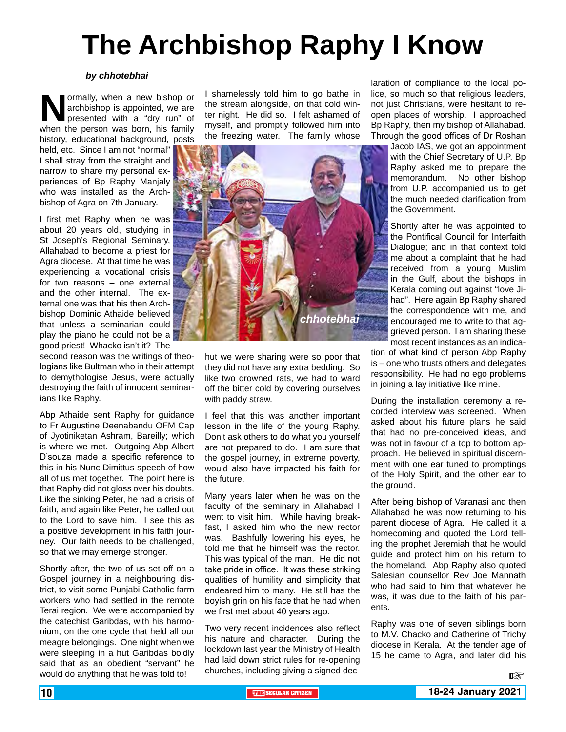# The Archbishop Raphy I Know

***by chhotebhai***

Normally, when a new bishop or archbishop is appointed, we are presented with a "dry run" of when the person was born, his family history, educational background, posts held, etc. Since I am not "normal" I shall stray from the straight and narrow to share my personal experiences of Bp Raphy Manjaly who was installed as the Archbishop of Agra on 7th January.

I first met Raphy when he was about 20 years old, studying in St Joseph's Regional Seminary, Allahabad to become a priest for Agra diocese. At that time he was experiencing a vocational crisis for two reasons – one external and the other internal. The external one was that his then Archbishop Dominic Athaide believed that unless a seminarian could play the piano he could not be a good priest! Whacko isn't it? The second reason was the writings of theologians like Bultman who in their attempt to demythologise Jesus, were actually destroying the faith of innocent seminarians like Raphy.

Abp Athaide sent Raphy for guidance to Fr Augustine Deenabandu OFM Cap of Jyotiniketan Ashram, Bareilly; which is where we met. Outgoing Abp Albert D'souza made a specific reference to this in his Nunc Dimittus speech of how all of us met together. The point here is that Raphy did not gloss over his doubts. Like the sinking Peter, he had a crisis of faith, and again like Peter, he called out to the Lord to save him. I see this as a positive development in his faith journey. Our faith needs to be challenged, so that we may emerge stronger.

Shortly after, the two of us set off on a Gospel journey in a neighbouring district, to visit some Punjabi Catholic farm workers who had settled in the remote Terai region. We were accompanied by the catechist Garibdas, with his harmonium, on the one cycle that held all our meagre belongings. One night when we were sleeping in a hut Garibdas boldly said that as an obedient "servant" he would do anything that he was told to! I shamelessly told him to go bathe in the stream alongside, on that cold winter night. He did so. I felt ashamed of myself, and promptly followed him into the freezing water. The family whose hut we were sharing were so poor that they did not have any extra bedding. So like two drowned rats, we had to ward off the bitter cold by covering ourselves with paddy straw.

I feel that this was another important lesson in the life of the young Raphy. Don't ask others to do what you yourself are not prepared to do. I am sure that the gospel journey, in extreme poverty, would also have impacted his faith for the future.

Many years later when he was on the faculty of the seminary in Allahabad I went to visit him. While having breakfast, I asked him who the new rector was. Bashfully lowering his eyes, he told me that he himself was the rector. This was typical of the man. He did not take pride in office. It was these striking qualities of humility and simplicity that endeared him to many. He still has the boyish grin on his face that he had when we first met about 40 years ago.

Two very recent incidences also reflect his nature and character. During the lockdown last year the Ministry of Health had laid down strict rules for re-opening churches, including giving a signed declaration of compliance to the local police, so much so that religious leaders, not just Christians, were hesitant to reopen places of worship. I approached Bp Raphy, then my bishop of Allahabad. Through the good offices of Dr Roshan Jacob IAS, we got an appointment with the Chief Secretary of U.P. Bp Raphy asked me to prepare the memorandum. No other bishop from U.P. accompanied us to get the much needed clarification from the Government.

Shortly after he was appointed to the Pontifical Council for Interfaith Dialogue; and in that context told me about a complaint that he had received from a young Muslim in the Gulf, about the bishops in Kerala coming out against "love Jihad". Here again Bp Raphy shared the correspondence with me, and encouraged me to write to that aggrieved person. I am sharing these most recent instances as an indication of what kind of person Abp Raphy is – one who trusts others and delegates responsibility. He had no ego problems in joining a lay initiative like mine.

During the installation ceremony a recorded interview was screened. When asked about his future plans he said that had no pre-conceived ideas, and was not in favour of a top to bottom approach. He believed in spiritual discernment with one ear tuned to promptings of the Holy Spirit, and the other ear to the ground.

After being bishop of Varanasi and then Allahabad he was now returning to his parent diocese of Agra. He called it a homecoming and quoted the Lord telling the prophet Jeremiah that he would guide and protect him on his return to the homeland. Abp Raphy also quoted Salesian counsellor Rev Joe Mannath who had said to him that whatever he was, it was due to the faith of his parents.

Raphy was one of seven siblings born to M.V. Chacko and Catherine of Trichy diocese in Kerala. At the tender age of 15 he came to Agra, and later did his ☞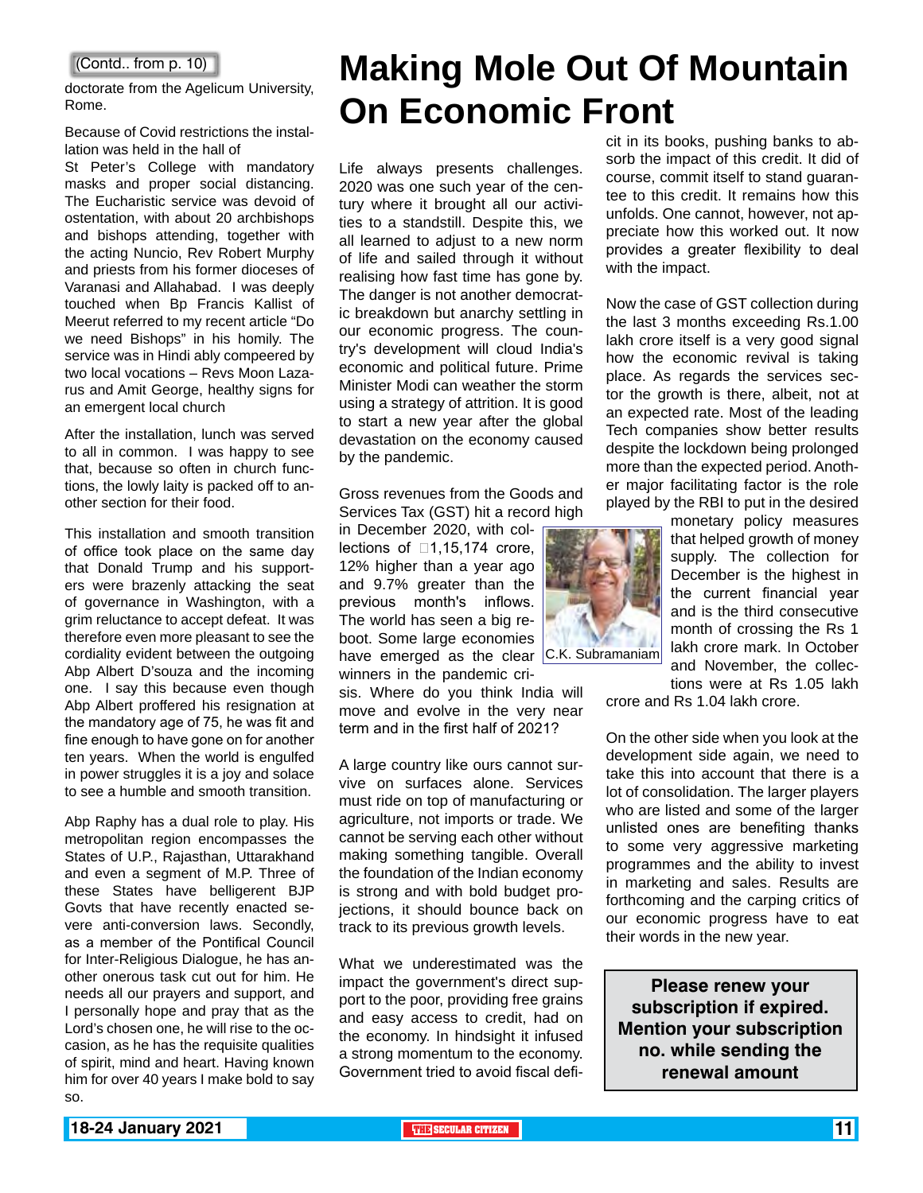(Contd.. from p. 10)

doctorate from the Agelicum University, Rome.

Because of Covid restrictions the installation was held in the hall of St Peter's College with mandatory masks and proper social distancing. The Eucharistic service was devoid of ostentation, with about 20 archbishops and bishops attending, together with the acting Nuncio, Rev Robert Murphy and priests from his former dioceses of Varanasi and Allahabad. I was deeply touched when Bp Francis Kallist of Meerut referred to my recent article "Do we need Bishops" in his homily. The service was in Hindi ably compeered by two local vocations – Revs Moon Lazarus and Amit George, healthy signs for an emergent local church

After the installation, lunch was served to all in common. I was happy to see that, because so often in church functions, the lowly laity is packed off to another section for their food.

This installation and smooth transition of office took place on the same day that Donald Trump and his supporters were brazenly attacking the seat of governance in Washington, with a grim reluctance to accept defeat. It was therefore even more pleasant to see the cordiality evident between the outgoing Abp Albert D'souza and the incoming one. I say this because even though Abp Albert proffered his resignation at the mandatory age of 75, he was fit and fine enough to have gone on for another ten years. When the world is engulfed in power struggles it is a joy and solace to see a humble and smooth transition.

Abp Raphy has a dual role to play. His metropolitan region encompasses the States of U.P., Rajasthan, Uttarakhand and even a segment of M.P. Three of these States have belligerent BJP Govts that have recently enacted severe anti-conversion laws. Secondly, as a member of the Pontifical Council for Inter-Religious Dialogue, he has another onerous task cut out for him. He needs all our prayers and support, and I personally hope and pray that as the Lord's chosen one, he will rise to the occasion, as he has the requisite qualities of spirit, mind and heart. Having known him for over 40 years I make bold to say so.

# Making Mole Out Of Mountain On Economic Front

Life always presents challenges. 2020 was one such year of the century where it brought all our activities to a standstill. Despite this, we all learned to adjust to a new norm of life and sailed through it without realising how fast time has gone by. The danger is not another democratic breakdown but anarchy settling in our economic progress. The country's development will cloud India's economic and political future. Prime Minister Modi can weather the storm using a strategy of attrition. It is good to start a new year after the global devastation on the economy caused by the pandemic.

Gross revenues from the Goods and Services Tax (GST) hit a record high in December 2020, with collections of ₹1,15,174 crore, 12% higher than a year ago and 9.7% greater than the previous month's inflows. The world has seen a big reboot. Some large economies have emerged as the clear winners in the pandemic crisis. Where do you think India will move and evolve in the very near term and in the first half of 2021?

C.K. Subramaniam

A large country like ours cannot survive on surfaces alone. Services must ride on top of manufacturing or agriculture, not imports or trade. We cannot be serving each other without making something tangible. Overall the foundation of the Indian economy is strong and with bold budget projections, it should bounce back on track to its previous growth levels.

What we underestimated was the impact the government's direct support to the poor, providing free grains and easy access to credit, had on the economy. In hindsight it infused a strong momentum to the economy. Government tried to avoid fiscal deficit in its books, pushing banks to absorb the impact of this credit. It did of course, commit itself to stand guarantee to this credit. It remains how this unfolds. One cannot, however, not appreciate how this worked out. It now provides a greater flexibility to deal with the impact.

Now the case of GST collection during the last 3 months exceeding Rs.1.00 lakh crore itself is a very good signal how the economic revival is taking place. As regards the services sector the growth is there, albeit, not at an expected rate. Most of the leading Tech companies show better results despite the lockdown being prolonged more than the expected period. Another major facilitating factor is the role played by the RBI to put in the desired monetary policy measures that helped growth of money supply. The collection for December is the highest in the current financial year and is the third consecutive month of crossing the Rs 1 lakh crore mark. In October and November, the collections were at Rs 1.05 lakh crore and Rs 1.04 lakh crore.

On the other side when you look at the development side again, we need to take this into account that there is a lot of consolidation. The larger players who are listed and some of the larger unlisted ones are benefiting thanks to some very aggressive marketing programmes and the ability to invest in marketing and sales. Results are forthcoming and the carping critics of our economic progress have to eat their words in the new year.

**Please renew your subscription if expired. Mention your subscription no. while sending the renewal amount**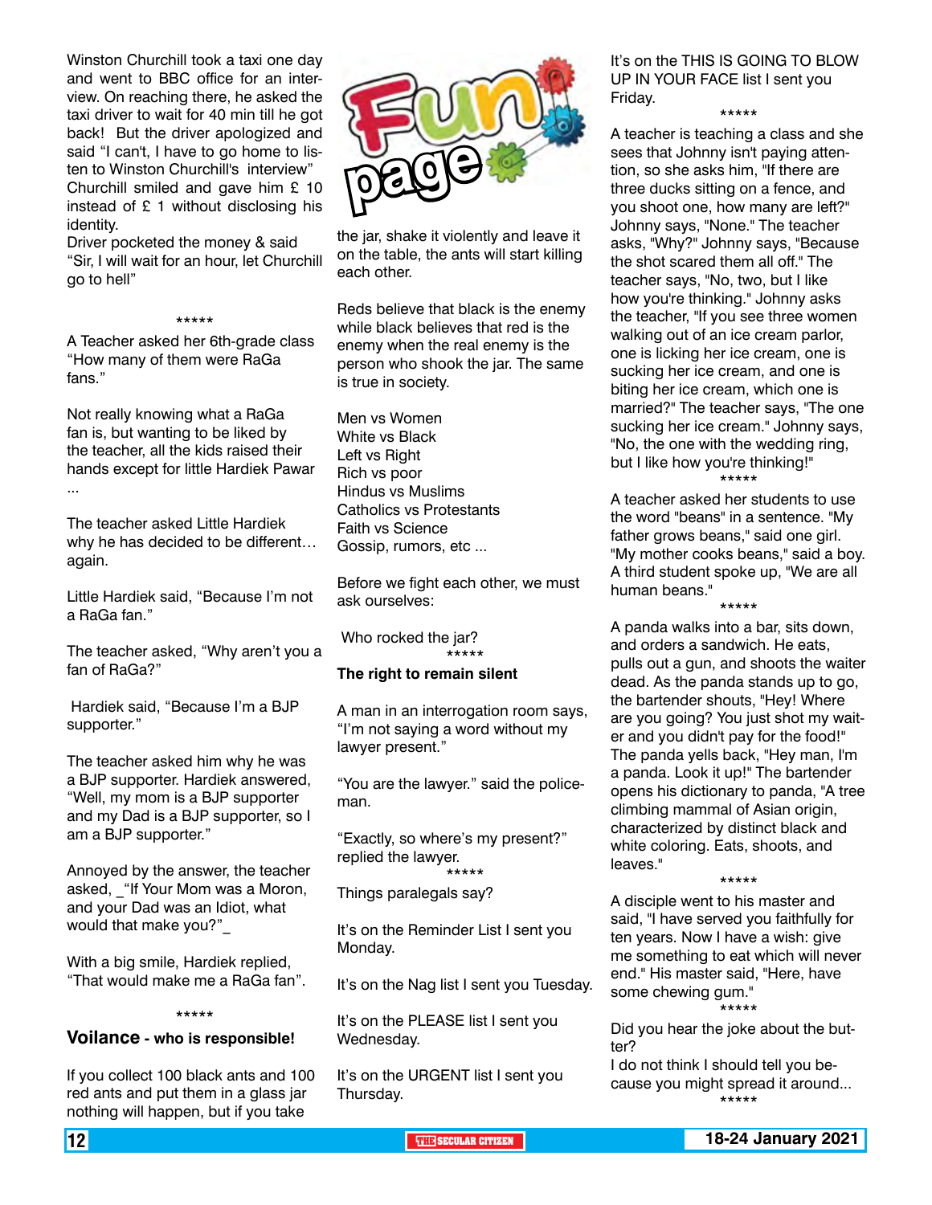# Fun page

Winston Churchill took a taxi one day and went to BBC office for an interview. On reaching there, he asked the taxi driver to wait for 40 min till he got back! But the driver apologized and said "I can't, I have to go home to listen to Winston Churchill's interview" Churchill smiled and gave him £ 10 instead of £ 1 without disclosing his identity.

Driver pocketed the money & said "Sir, I will wait for an hour, let Churchill go to hell"

*****

A Teacher asked her 6th-grade class "How many of them were RaGa fans."

Not really knowing what a RaGa fan is, but wanting to be liked by the teacher, all the kids raised their hands except for little Hardiek Pawar ...

The teacher asked Little Hardiek why he has decided to be different… again.

Little Hardiek said, "Because I'm not a RaGa fan."

The teacher asked, "Why aren't you a fan of RaGa?"

Hardiek said, "Because I'm a BJP supporter."

The teacher asked him why he was a BJP supporter. Hardiek answered, "Well, my mom is a BJP supporter and my Dad is a BJP supporter, so I am a BJP supporter."

Annoyed by the answer, the teacher asked, _"If Your Mom was a Moron, and your Dad was an Idiot, what would that make you?"_

With a big smile, Hardiek replied, "That would make me a RaGa fan".

*****

**Voilance - who is responsible!**

If you collect 100 black ants and 100 red ants and put them in a glass jar nothing will happen, but if you take the jar, shake it violently and leave it on the table, the ants will start killing each other.

Reds believe that black is the enemy while black believes that red is the enemy when the real enemy is the person who shook the jar. The same is true in society.

Men vs Women
White vs Black
Left vs Right
Rich vs poor
Hindus vs Muslims
Catholics vs Protestants
Faith vs Science
Gossip, rumors, etc ...

Before we fight each other, we must ask ourselves:

Who rocked the jar?

*****

**The right to remain silent**

A man in an interrogation room says, "I'm not saying a word without my lawyer present."

"You are the lawyer." said the policeman.

"Exactly, so where's my present?" replied the lawyer.

*****

Things paralegals say?

It's on the Reminder List I sent you Monday.

It's on the Nag list I sent you Tuesday.

It's on the PLEASE list I sent you Wednesday.

It's on the URGENT list I sent you Thursday.

It's on the THIS IS GOING TO BLOW UP IN YOUR FACE list I sent you Friday.

*****

A teacher is teaching a class and she sees that Johnny isn't paying attention, so she asks him, "If there are three ducks sitting on a fence, and you shoot one, how many are left?" Johnny says, "None." The teacher asks, "Why?" Johnny says, "Because the shot scared them all off." The teacher says, "No, two, but I like how you're thinking." Johnny asks the teacher, "If you see three women walking out of an ice cream parlor, one is licking her ice cream, one is sucking her ice cream, and one is biting her ice cream, which one is married?" The teacher says, "The one sucking her ice cream." Johnny says, "No, the one with the wedding ring, but I like how you're thinking!"

*****

A teacher asked her students to use the word "beans" in a sentence. "My father grows beans," said one girl. "My mother cooks beans," said a boy. A third student spoke up, "We are all human beans."

*****

A panda walks into a bar, sits down, and orders a sandwich. He eats, pulls out a gun, and shoots the waiter dead. As the panda stands up to go, the bartender shouts, "Hey! Where are you going? You just shot my waiter and you didn't pay for the food!" The panda yells back, "Hey man, I'm a panda. Look it up!" The bartender opens his dictionary to panda, "A tree climbing mammal of Asian origin, characterized by distinct black and white coloring. Eats, shoots, and leaves."

*****

A disciple went to his master and said, "I have served you faithfully for ten years. Now I have a wish: give me something to eat which will never end." His master said, "Here, have some chewing gum."

*****

Did you hear the joke about the butter?

I do not think I should tell you because you might spread it around...

*****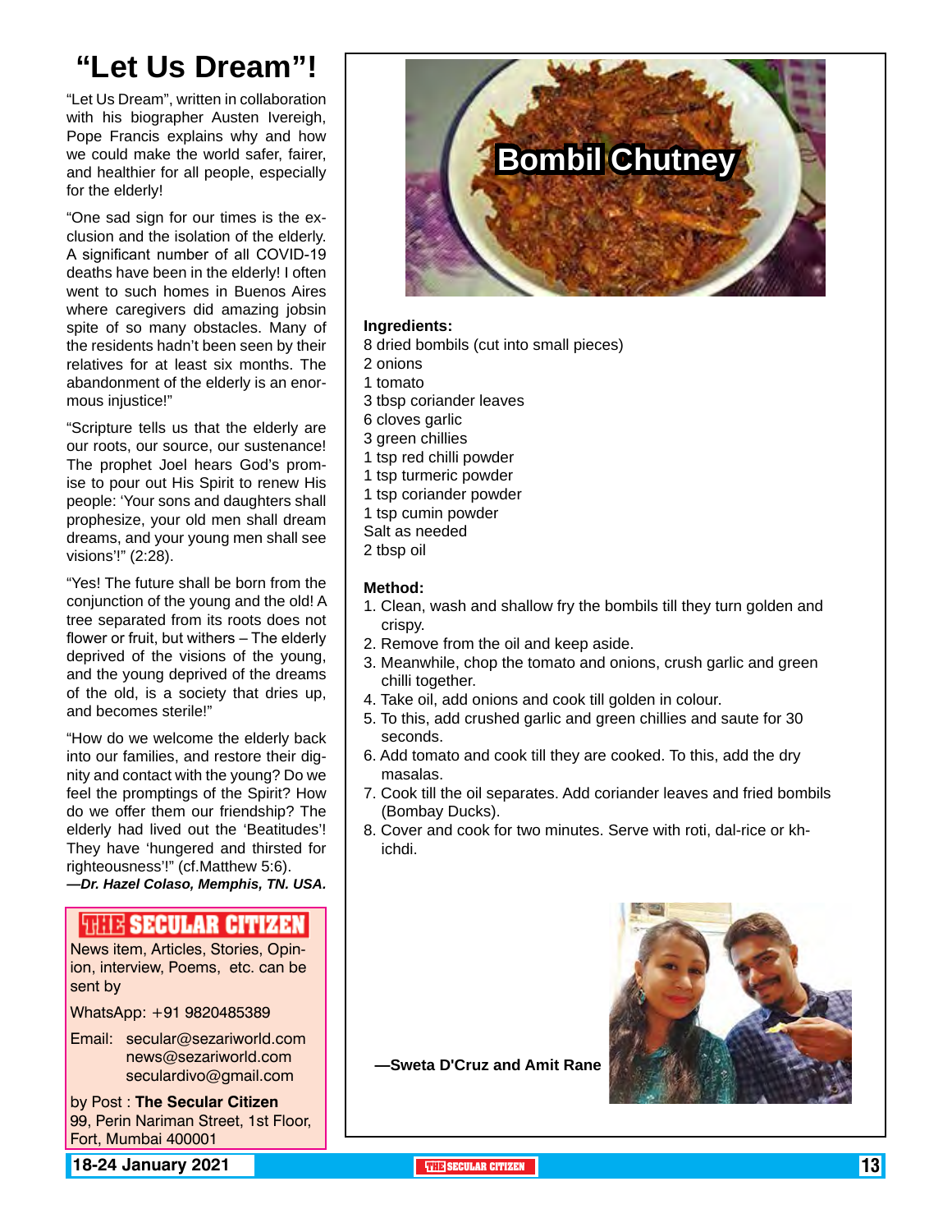# "Let Us Dream"!

"Let Us Dream", written in collaboration with his biographer Austen Ivereigh, Pope Francis explains why and how we could make the world safer, fairer, and healthier for all people, especially for the elderly!

"One sad sign for our times is the exclusion and the isolation of the elderly. A significant number of all COVID-19 deaths have been in the elderly! I often went to such homes in Buenos Aires where caregivers did amazing jobsin spite of so many obstacles. Many of the residents hadn't been seen by their relatives for at least six months. The abandonment of the elderly is an enormous injustice!"

"Scripture tells us that the elderly are our roots, our source, our sustenance! The prophet Joel hears God's promise to pour out His Spirit to renew His people: 'Your sons and daughters shall prophesize, your old men shall dream dreams, and your young men shall see visions'!" (2:28).

"Yes! The future shall be born from the conjunction of the young and the old! A tree separated from its roots does not flower or fruit, but withers – The elderly deprived of the visions of the young, and the young deprived of the dreams of the old, is a society that dries up, and becomes sterile!"

"How do we welcome the elderly back into our families, and restore their dignity and contact with the young? Do we feel the promptings of the Spirit? How do we offer them our friendship? The elderly had lived out the 'Beatitudes'! They have 'hungered and thirsted for righteousness'!" (cf.Matthew 5:6).

***—Dr. Hazel Colaso, Memphis, TN. USA.***

**THE SECULAR CITIZEN**

News item, Articles, Stories, Opinion, interview, Poems, etc. can be sent by

WhatsApp: +91 9820485389

Email: secular@sezariworld.com
news@sezariworld.com
seculardivo@gmail.com

by Post : **The Secular Citizen**
99, Perin Nariman Street, 1st Floor, Fort, Mumbai 400001

## Bombil Chutney

**Ingredients:**

8 dried bombils (cut into small pieces)
2 onions
1 tomato
3 tbsp coriander leaves
6 cloves garlic
3 green chillies
1 tsp red chilli powder
1 tsp turmeric powder
1 tsp coriander powder
1 tsp cumin powder
Salt as needed
2 tbsp oil

**Method:**

1. Clean, wash and shallow fry the bombils till they turn golden and crispy.
2. Remove from the oil and keep aside.
3. Meanwhile, chop the tomato and onions, crush garlic and green chilli together.
4. Take oil, add onions and cook till golden in colour.
5. To this, add crushed garlic and green chillies and saute for 30 seconds.
6. Add tomato and cook till they are cooked. To this, add the dry masalas.
7. Cook till the oil separates. Add coriander leaves and fried bombils (Bombay Ducks).
8. Cover and cook for two minutes. Serve with roti, dal-rice or khichdi.

**—Sweta D'Cruz and Amit Rane**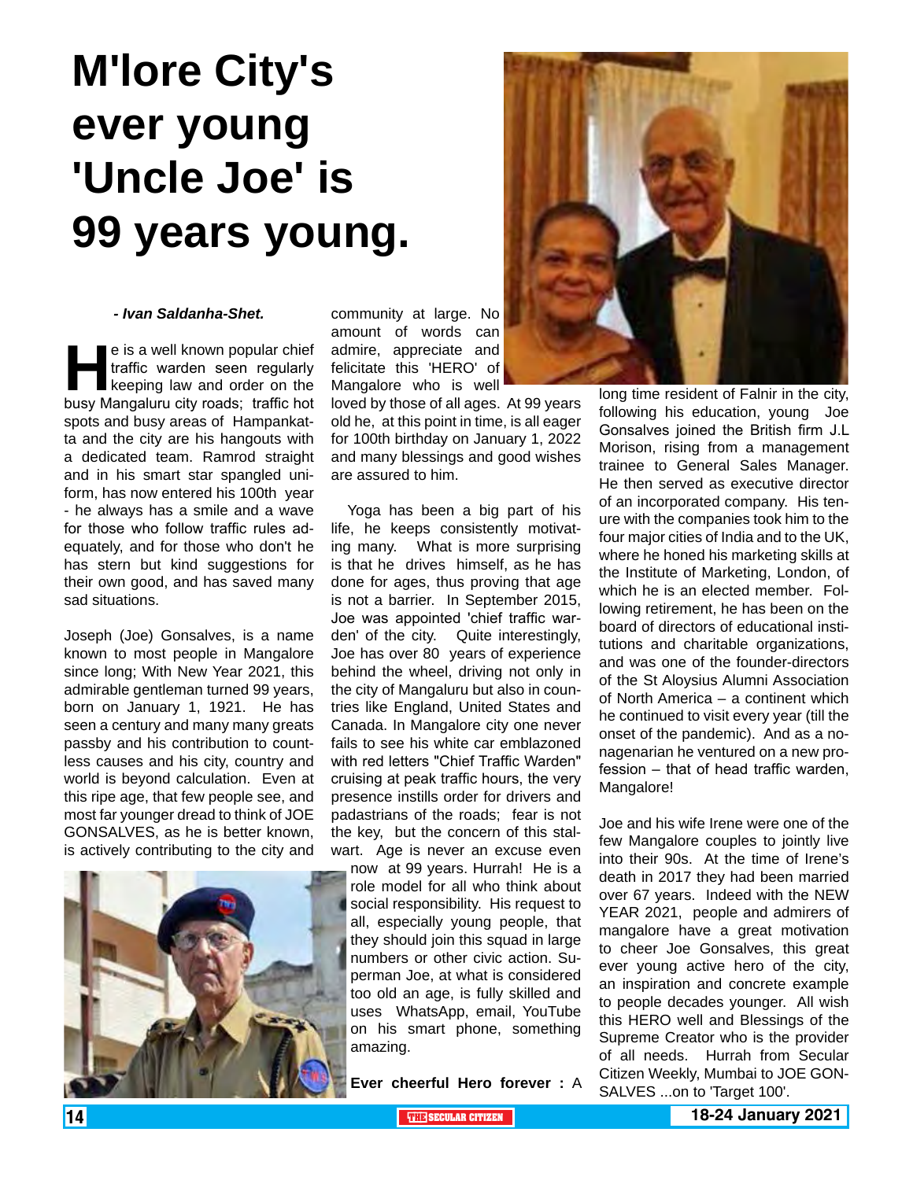# M'lore City's ever young 'Uncle Joe' is 99 years young.

***- Ivan Saldanha-Shet.***

He is a well known popular chief traffic warden seen regularly keeping law and order on the busy Mangaluru city roads; traffic hot spots and busy areas of Hampankatta and the city are his hangouts with a dedicated team. Ramrod straight and in his smart star spangled uniform, has now entered his 100th year - he always has a smile and a wave for those who follow traffic rules adequately, and for those who don't he has stern but kind suggestions for their own good, and has saved many sad situations.

Joseph (Joe) Gonsalves, is a name known to most people in Mangalore since long; With New Year 2021, this admirable gentleman turned 99 years, born on January 1, 1921. He has seen a century and many many greats passby and his contribution to countless causes and his city, country and world is beyond calculation. Even at this ripe age, that few people see, and most far younger dread to think of JOE GONSALVES, as he is better known, is actively contributing to the city and community at large. No amount of words can admire, appreciate and felicitate this 'HERO' of Mangalore who is well loved by those of all ages. At 99 years old he, at this point in time, is all eager for 100th birthday on January 1, 2022 and many blessings and good wishes are assured to him.

Yoga has been a big part of his life, he keeps consistently motivating many. What is more surprising is that he drives himself, as he has done for ages, thus proving that age is not a barrier. In September 2015, Joe was appointed 'chief traffic warden' of the city. Quite interestingly, Joe has over 80 years of experience behind the wheel, driving not only in the city of Mangaluru but also in countries like England, United States and Canada. In Mangalore city one never fails to see his white car emblazoned with red letters "Chief Traffic Warden" cruising at peak traffic hours, the very presence instills order for drivers and padastrians of the roads; fear is not the key, but the concern of this stalwart. Age is never an excuse even now at 99 years. Hurrah! He is a role model for all who think about social responsibility. His request to all, especially young people, that they should join this squad in large numbers or other civic action. Superman Joe, at what is considered too old an age, is fully skilled and uses WhatsApp, email, YouTube on his smart phone, something amazing.

**Ever cheerful Hero forever :** A long time resident of Falnir in the city, following his education, young Joe Gonsalves joined the British firm J.L Morison, rising from a management trainee to General Sales Manager. He then served as executive director of an incorporated company. His tenure with the companies took him to the four major cities of India and to the UK, where he honed his marketing skills at the Institute of Marketing, London, of which he is an elected member. Following retirement, he has been on the board of directors of educational institutions and charitable organizations, and was one of the founder-directors of the St Aloysius Alumni Association of North America – a continent which he continued to visit every year (till the onset of the pandemic). And as a nonagenarian he ventured on a new profession – that of head traffic warden, Mangalore!

Joe and his wife Irene were one of the few Mangalore couples to jointly live into their 90s. At the time of Irene's death in 2017 they had been married over 67 years. Indeed with the NEW YEAR 2021, people and admirers of mangalore have a great motivation to cheer Joe Gonsalves, this great ever young active hero of the city, an inspiration and concrete example to people decades younger. All wish this HERO well and Blessings of the Supreme Creator who is the provider of all needs. Hurrah from Secular Citizen Weekly, Mumbai to JOE GONSALVES ...on to 'Target 100'.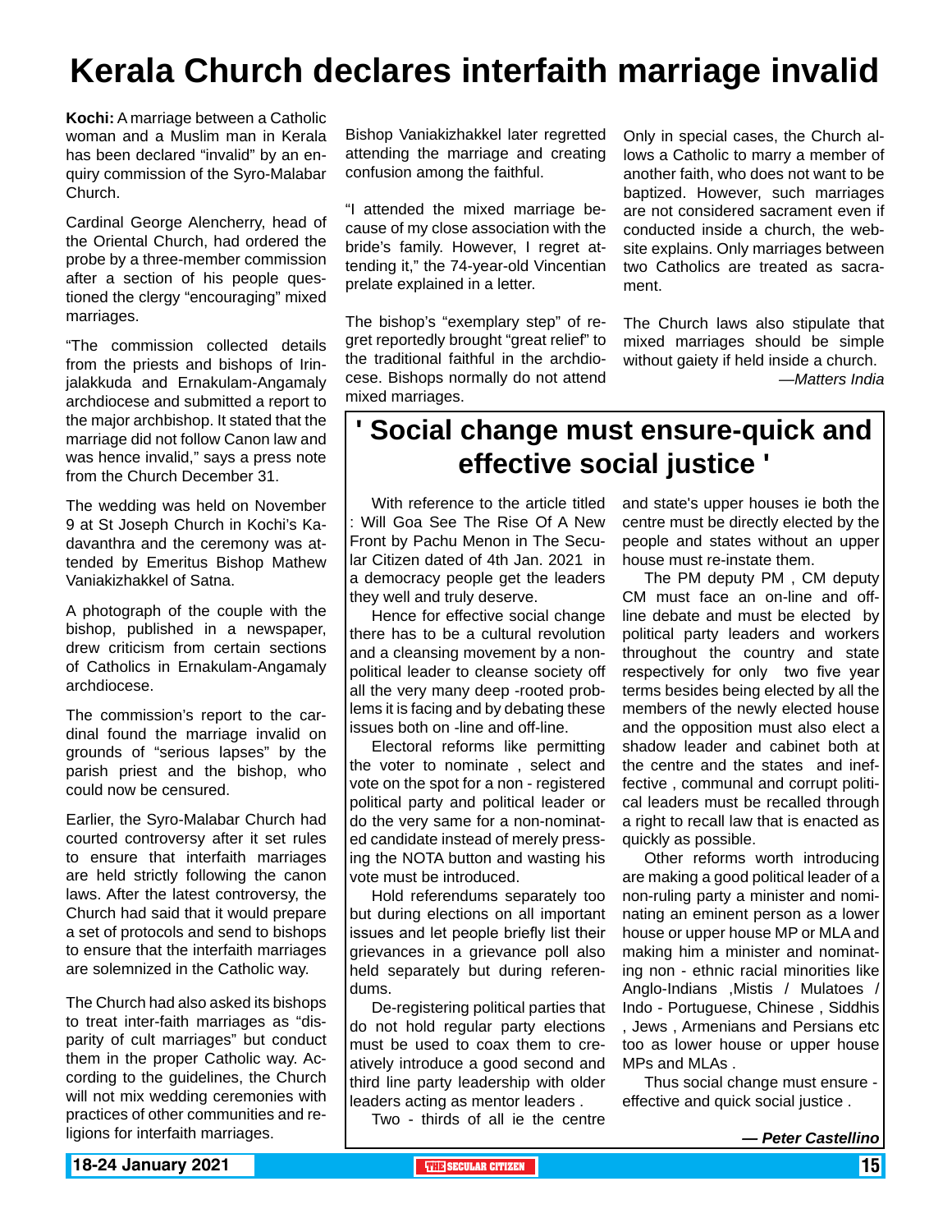# Kerala Church declares interfaith marriage invalid

**Kochi:** A marriage between a Catholic woman and a Muslim man in Kerala has been declared "invalid" by an enquiry commission of the Syro-Malabar Church.

Cardinal George Alencherry, head of the Oriental Church, had ordered the probe by a three-member commission after a section of his people questioned the clergy "encouraging" mixed marriages.

"The commission collected details from the priests and bishops of Irinjalakkuda and Ernakulam-Angamaly archdiocese and submitted a report to the major archbishop. It stated that the marriage did not follow Canon law and was hence invalid," says a press note from the Church December 31.

The wedding was held on November 9 at St Joseph Church in Kochi's Kadavanthra and the ceremony was attended by Emeritus Bishop Mathew Vaniakizhakkel of Satna.

A photograph of the couple with the bishop, published in a newspaper, drew criticism from certain sections of Catholics in Ernakulam-Angamaly archdiocese.

The commission's report to the cardinal found the marriage invalid on grounds of "serious lapses" by the parish priest and the bishop, who could now be censured.

Earlier, the Syro-Malabar Church had courted controversy after it set rules to ensure that interfaith marriages are held strictly following the canon laws. After the latest controversy, the Church had said that it would prepare a set of protocols and send to bishops to ensure that the interfaith marriages are solemnized in the Catholic way.

The Church had also asked its bishops to treat inter-faith marriages as "disparity of cult marriages" but conduct them in the proper Catholic way. According to the guidelines, the Church will not mix wedding ceremonies with practices of other communities and religions for interfaith marriages.

Bishop Vaniakizhakkel later regretted attending the marriage and creating confusion among the faithful.

"I attended the mixed marriage because of my close association with the bride's family. However, I regret attending it," the 74-year-old Vincentian prelate explained in a letter.

The bishop's "exemplary step" of regret reportedly brought "great relief" to the traditional faithful in the archdiocese. Bishops normally do not attend mixed marriages.

Only in special cases, the Church allows a Catholic to marry a member of another faith, who does not want to be baptized. However, such marriages are not considered sacrament even if conducted inside a church, the website explains. Only marriages between two Catholics are treated as sacrament.

The Church laws also stipulate that mixed marriages should be simple without gaiety if held inside a church.

*—Matters India*

# ' Social change must ensure-quick and effective social justice '

With reference to the article titled : Will Goa See The Rise Of A New Front by Pachu Menon in The Secular Citizen dated of 4th Jan. 2021 in a democracy people get the leaders they well and truly deserve.

Hence for effective social change there has to be a cultural revolution and a cleansing movement by a non-political leader to cleanse society off all the very many deep -rooted problems it is facing and by debating these issues both on -line and off-line.

Electoral reforms like permitting the voter to nominate , select and vote on the spot for a non - registered political party and political leader or do the very same for a non-nominated candidate instead of merely pressing the NOTA button and wasting his vote must be introduced.

Hold referendums separately too but during elections on all important issues and let people briefly list their grievances in a grievance poll also held separately but during referendums.

De-registering political parties that do not hold regular party elections must be used to coax them to creatively introduce a good second and third line party leadership with older leaders acting as mentor leaders .

Two - thirds of all ie the centre and state's upper houses ie both the centre must be directly elected by the people and states without an upper house must re-instate them.

The PM deputy PM , CM deputy CM must face an on-line and off-line debate and must be elected by political party leaders and workers throughout the country and state respectively for only two five year terms besides being elected by all the members of the newly elected house and the opposition must also elect a shadow leader and cabinet both at the centre and the states and ineffective , communal and corrupt political leaders must be recalled through a right to recall law that is enacted as quickly as possible.

Other reforms worth introducing are making a good political leader of a non-ruling party a minister and nominating an eminent person as a lower house or upper house MP or MLA and making him a minister and nominating non - ethnic racial minorities like Anglo-Indians ,Mistis / Mulatoes / Indo - Portuguese, Chinese , Siddhis , Jews , Armenians and Persians etc too as lower house or upper house MPs and MLAs .

Thus social change must ensure - effective and quick social justice .

***— Peter Castellino***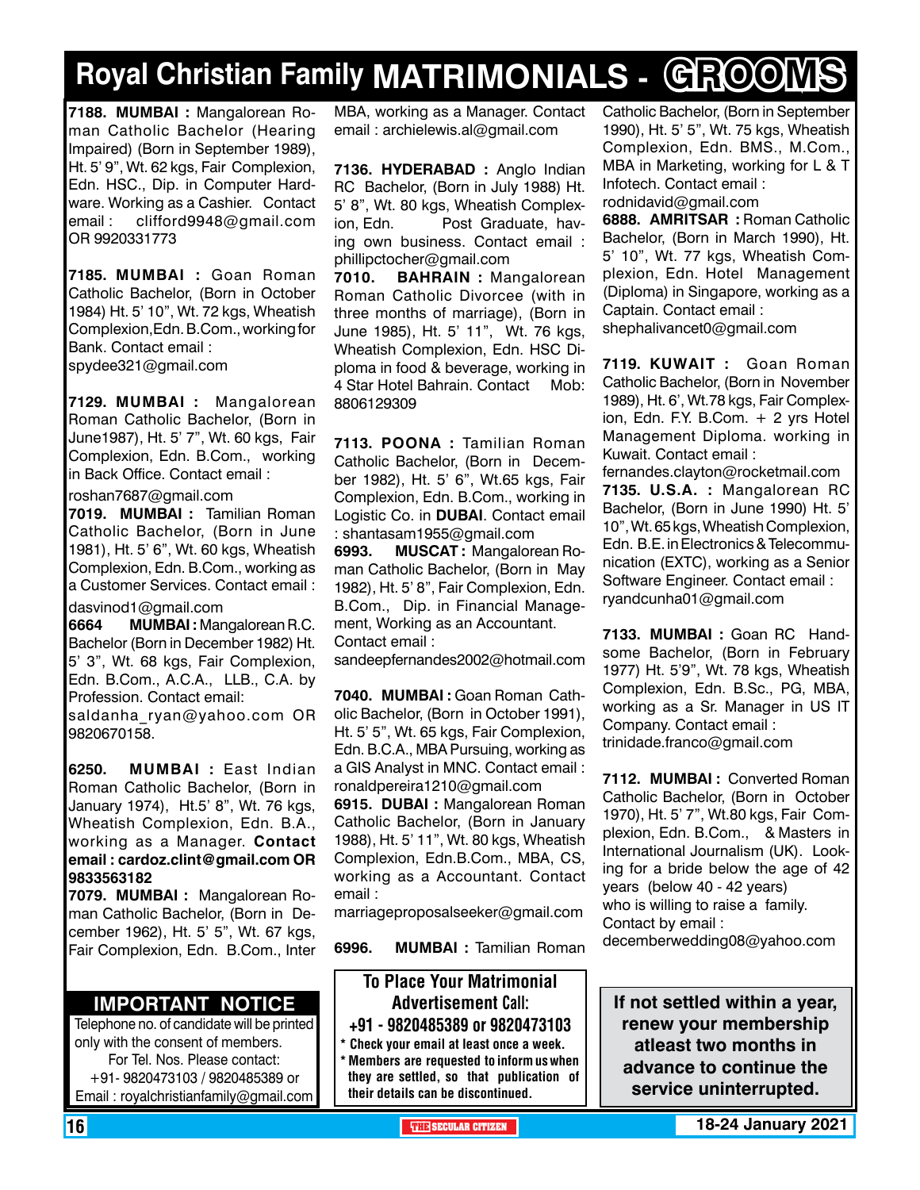# Royal Christian Family MATRIMONIALS - GROOMS

**7188. MUMBAI :** Mangalorean Roman Catholic Bachelor (Hearing Impaired) (Born in September 1989), Ht. 5' 9", Wt. 62 kgs, Fair Complexion, Edn. HSC., Dip. in Computer Hardware. Working as a Cashier. Contact email : clifford9948@gmail.com OR 9920331773

**7185. MUMBAI :** Goan Roman Catholic Bachelor, (Born in October 1984) Ht. 5' 10", Wt. 72 kgs, Wheatish Complexion, Edn. B.Com., working for Bank. Contact email : spydee321@gmail.com

**7129. MUMBAI :** Mangalorean Roman Catholic Bachelor, (Born in June1987), Ht. 5' 7", Wt. 60 kgs, Fair Complexion, Edn. B.Com., working in Back Office. Contact email : roshan7687@gmail.com

**7019. MUMBAI :** Tamilian Roman Catholic Bachelor, (Born in June 1981), Ht. 5' 6", Wt. 60 kgs, Wheatish Complexion, Edn. B.Com., working as a Customer Services. Contact email : dasvinod1@gmail.com

**6664 MUMBAI :** Mangalorean R.C. Bachelor (Born in December 1982) Ht. 5' 3", Wt. 68 kgs, Fair Complexion, Edn. B.Com., A.C.A., LLB., C.A. by Profession. Contact email: saldanha_ryan@yahoo.com OR 9820670158.

**6250. MUMBAI :** East Indian Roman Catholic Bachelor, (Born in January 1974), Ht.5' 8", Wt. 76 kgs, Wheatish Complexion, Edn. B.A., working as a Manager. **Contact email : cardoz.clint@gmail.com OR 9833563182**

**7079. MUMBAI :** Mangalorean Roman Catholic Bachelor, (Born in December 1962), Ht. 5' 5", Wt. 67 kgs, Fair Complexion, Edn. B.Com., Inter MBA, working as a Manager. Contact email : archielewis.al@gmail.com

**7136. HYDERABAD :** Anglo Indian RC Bachelor, (Born in July 1988) Ht. 5' 8", Wt. 80 kgs, Wheatish Complexion, Edn. Post Graduate, having own business. Contact email : phillipctocher@gmail.com

**7010. BAHRAIN :** Mangalorean Roman Catholic Divorcee (with in three months of marriage), (Born in June 1985), Ht. 5' 11", Wt. 76 kgs, Wheatish Complexion, Edn. HSC Diploma in food & beverage, working in 4 Star Hotel Bahrain. Contact Mob: 8806129309

**7113. POONA :** Tamilian Roman Catholic Bachelor, (Born in December 1982), Ht. 5' 6", Wt.65 kgs, Fair Complexion, Edn. B.Com., working in Logistic Co. in **DUBAI**. Contact email : shantasam1955@gmail.com

**6993. MUSCAT :** Mangalorean Roman Catholic Bachelor, (Born in May 1982), Ht. 5' 8", Fair Complexion, Edn. B.Com., Dip. in Financial Management, Working as an Accountant. Contact email : sandeepfernandes2002@hotmail.com

**7040. MUMBAI :** Goan Roman Catholic Bachelor, (Born in October 1991), Ht. 5' 5", Wt. 65 kgs, Fair Complexion, Edn. B.C.A., MBA Pursuing, working as a GIS Analyst in MNC. Contact email : ronaldpereira1210@gmail.com

**6915. DUBAI :** Mangalorean Roman Catholic Bachelor, (Born in January 1988), Ht. 5' 11", Wt. 80 kgs, Wheatish Complexion, Edn.B.Com., MBA, CS, working as a Accountant. Contact email : marriageproposalseeker@gmail.com

**6996. MUMBAI :** Tamilian Roman Catholic Bachelor, (Born in September 1990), Ht. 5' 5", Wt. 75 kgs, Wheatish Complexion, Edn. BMS., M.Com., MBA in Marketing, working for L & T Infotech. Contact email : rodnidavid@gmail.com

**6888. AMRITSAR :** Roman Catholic Bachelor, (Born in March 1990), Ht. 5' 10", Wt. 77 kgs, Wheatish Complexion, Edn. Hotel Management (Diploma) in Singapore, working as a Captain. Contact email : shephalivancet0@gmail.com

**7119. KUWAIT :** Goan Roman Catholic Bachelor, (Born in November 1989), Ht. 6', Wt.78 kgs, Fair Complexion, Edn. F.Y. B.Com. + 2 yrs Hotel Management Diploma. working in Kuwait. Contact email : fernandes.clayton@rocketmail.com

**7135. U.S.A. :** Mangalorean RC Bachelor, (Born in June 1990) Ht. 5' 10", Wt. 65 kgs, Wheatish Complexion, Edn. B.E. in Electronics & Telecommunication (EXTC), working as a Senior Software Engineer. Contact email : ryandcunha01@gmail.com

**7133. MUMBAI :** Goan RC Handsome Bachelor, (Born in February 1977) Ht. 5'9", Wt. 78 kgs, Wheatish Complexion, Edn. B.Sc., PG, MBA, working as a Sr. Manager in US IT Company. Contact email : trinidade.franco@gmail.com

**7112. MUMBAI :** Converted Roman Catholic Bachelor, (Born in October 1970), Ht. 5' 7", Wt.80 kgs, Fair Complexion, Edn. B.Com., & Masters in International Journalism (UK). Looking for a bride below the age of 42 years (below 40 - 42 years) who is willing to raise a family. Contact by email : decemberwedding08@yahoo.com

## IMPORTANT NOTICE

Telephone no. of candidate will be printed only with the consent of members.
For Tel. Nos. Please contact:
+91- 9820473103 / 9820485389 or
Email : royalchristianfamily@gmail.com

**To Place Your Matrimonial Advertisement Call:**
**+91 - 9820485389 or 9820473103**

- **Check your email at least once a week.**
- **Members are requested to inform us when they are settled, so that publication of their details can be discontinued.**

**If not settled within a year, renew your membership atleast two months in advance to continue the service uninterrupted.**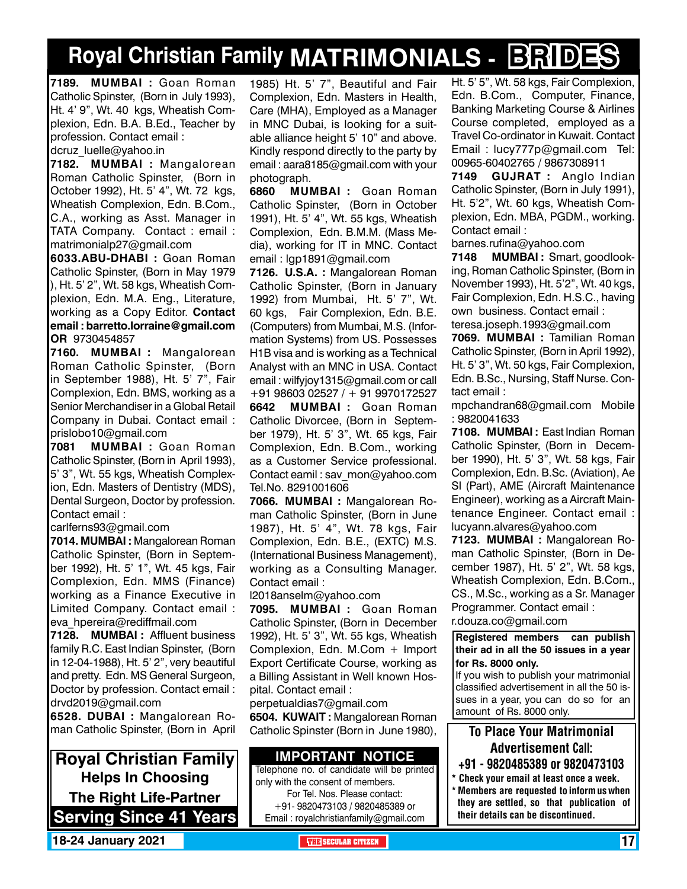# Royal Christian Family MATRIMONIALS - BRIDES

**7189. MUMBAI :** Goan Roman Catholic Spinster, (Born in July 1993), Ht. 4' 9", Wt. 40 kgs, Wheatish Complexion, Edn. B.A. B.Ed., Teacher by profession. Contact email : dcruz_luelle@yahoo.in

**7182. MUMBAI :** Mangalorean Roman Catholic Spinster, (Born in October 1992), Ht. 5' 4", Wt. 72 kgs, Wheatish Complexion, Edn. B.Com., C.A., working as Asst. Manager in TATA Company. Contact : email : matrimonialp27@gmail.com

**6033.ABU-DHABI :** Goan Roman Catholic Spinster, (Born in May 1979 ), Ht. 5' 2", Wt. 58 kgs, Wheatish Complexion, Edn. M.A. Eng., Literature, working as a Copy Editor. **Contact email : barretto.lorraine@gmail.com OR** 9730454857

**7160. MUMBAI :** Mangalorean Roman Catholic Spinster, (Born in September 1988), Ht. 5' 7", Fair Complexion, Edn. BMS, working as a Senior Merchandiser in a Global Retail Company in Dubai. Contact email : prislobo10@gmail.com

**7081 MUMBAI :** Goan Roman Catholic Spinster, (Born in April 1993), 5' 3", Wt. 55 kgs, Wheatish Complexion, Edn. Masters of Dentistry (MDS), Dental Surgeon, Doctor by profession. Contact email : carlferns93@gmail.com

**7014. MUMBAI :** Mangalorean Roman Catholic Spinster, (Born in September 1992), Ht. 5' 1", Wt. 45 kgs, Fair Complexion, Edn. MMS (Finance) working as a Finance Executive in Limited Company. Contact email : eva_hpereira@rediffmail.com

**7128. MUMBAI :** Affluent business family R.C. East Indian Spinster, (Born in 12-04-1988), Ht. 5' 2", very beautiful and pretty. Edn. MS General Surgeon, Doctor by profession. Contact email : drvd2019@gmail.com

**6528. DUBAI :** Mangalorean Roman Catholic Spinster, (Born in April 1985) Ht. 5' 7", Beautiful and Fair Complexion, Edn. Masters in Health, Care (MHA), Employed as a Manager in MNC Dubai, is looking for a suitable alliance height 5' 10" and above. Kindly respond directly to the party by email : aara8185@gmail.com with your photograph.

**6860 MUMBAI :** Goan Roman Catholic Spinster, (Born in October 1991), Ht. 5' 4", Wt. 55 kgs, Wheatish Complexion, Edn. B.M.M. (Mass Media), working for IT in MNC. Contact email : lgp1891@gmail.com

**7126. U.S.A. :** Mangalorean Roman Catholic Spinster, (Born in January 1992) from Mumbai, Ht. 5' 7", Wt. 60 kgs, Fair Complexion, Edn. B.E. (Computers) from Mumbai, M.S. (Information Systems) from US. Possesses H1B visa and is working as a Technical Analyst with an MNC in USA. Contact email : wilfyjoy1315@gmail.com or call +91 98603 02527 / + 91 9970172527

**6642 MUMBAI :** Goan Roman Catholic Divorcee, (Born in September 1979), Ht. 5' 3", Wt. 65 kgs, Fair Complexion, Edn. B.Com., working as a Customer Service professional. Contact eamil : sav_mon@yahoo.com Tel.No. 8291001606

**7066. MUMBAI :** Mangalorean Roman Catholic Spinster, (Born in June 1987), Ht. 5' 4", Wt. 78 kgs, Fair Complexion, Edn. B.E., (EXTC) M.S. (International Business Management), working as a Consulting Manager. Contact email : l2018anselm@yahoo.com

**7095. MUMBAI :** Goan Roman Catholic Spinster, (Born in December 1992), Ht. 5' 3", Wt. 55 kgs, Wheatish Complexion, Edn. M.Com + Import Export Certificate Course, working as a Billing Assistant in Well known Hospital. Contact email : perpetualdias7@gmail.com

**6504. KUWAIT :** Mangalorean Roman Catholic Spinster (Born in June 1980), Ht. 5' 5", Wt. 58 kgs, Fair Complexion, Edn. B.Com., Computer, Finance, Banking Marketing Course & Airlines Course completed, employed as a Travel Co-ordinator in Kuwait. Contact Email : lucy777p@gmail.com Tel: 00965-60402765 / 9867308911

**7149 GUJRAT :** Anglo Indian Catholic Spinster, (Born in July 1991), Ht. 5'2", Wt. 60 kgs, Wheatish Complexion, Edn. MBA, PGDM., working. Contact email : barnes.rufina@yahoo.com

**7148 MUMBAI :** Smart, goodlooking, Roman Catholic Spinster, (Born in November 1993), Ht. 5'2", Wt. 40 kgs, Fair Complexion, Edn. H.S.C., having own business. Contact email : teresa.joseph.1993@gmail.com

**7069. MUMBAI :** Tamilian Roman Catholic Spinster, (Born in April 1992), Ht. 5' 3", Wt. 50 kgs, Fair Complexion, Edn. B.Sc., Nursing, Staff Nurse. Contact email : mpchandran68@gmail.com Mobile : 9820041633

**7108. MUMBAI :** East Indian Roman Catholic Spinster, (Born in December 1990), Ht. 5' 3", Wt. 58 kgs, Fair Complexion, Edn. B.Sc. (Aviation), Ae SI (Part), AME (Aircraft Maintenance Engineer), working as a Aircraft Maintenance Engineer. Contact email : lucyann.alvares@yahoo.com

**7123. MUMBAI :** Mangalorean Roman Catholic Spinster, (Born in December 1987), Ht. 5' 2", Wt. 58 kgs, Wheatish Complexion, Edn. B.Com., CS., M.Sc., working as a Sr. Manager Programmer. Contact email : r.douza.co@gmail.com

**Registered members can publish their ad in all the 50 issues in a year for Rs. 8000 only.**
If you wish to publish your matrimonial classified advertisement in all the 50 issues in a year, you can do so for an amount of Rs. 8000 only.

**Royal Christian Family Helps In Choosing The Right Life-Partner**
**Serving Since 41 Years**

**IMPORTANT NOTICE**
Telephone no. of candidate will be printed only with the consent of members.
For Tel. Nos. Please contact:
+91- 9820473103 / 9820485389 or
Email : royalchristianfamily@gmail.com

**To Place Your Matrimonial Advertisement Call:**
**+91 - 9820485389 or 9820473103**
- **Check your email at least once a week.**
- **Members are requested to inform us when they are settled, so that publication of their details can be discontinued.**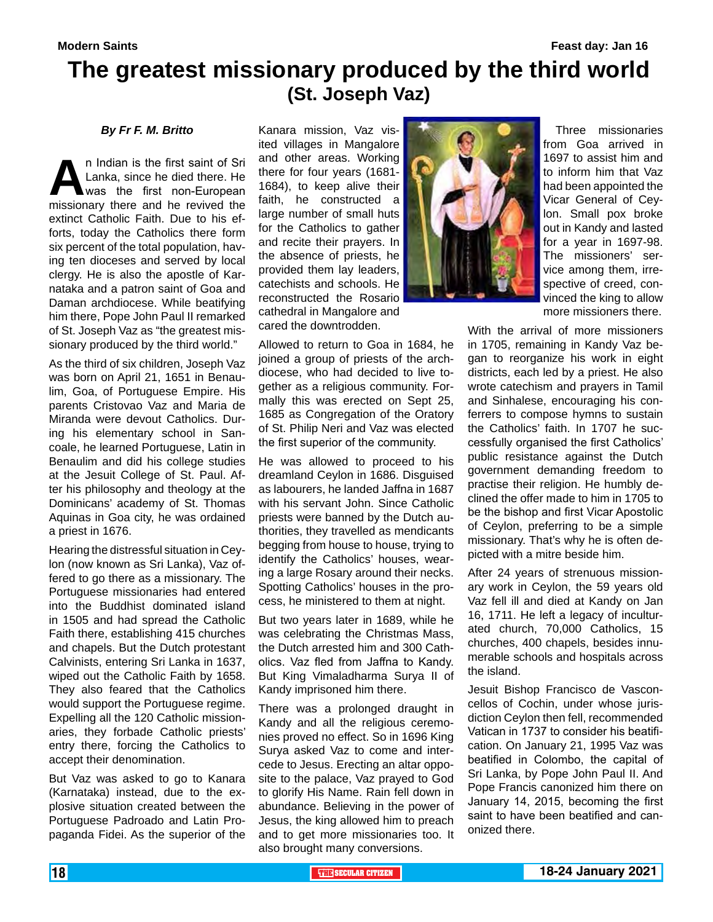# The greatest missionary produced by the third world

## (St. Joseph Vaz)

*By Fr F. M. Britto*

An Indian is the first saint of Sri Lanka, since he died there. He was the first non-European missionary there and he revived the extinct Catholic Faith. Due to his efforts, today the Catholics there form six percent of the total population, having ten dioceses and served by local clergy. He is also the apostle of Karnataka and a patron saint of Goa and Daman archdiocese. While beatifying him there, Pope John Paul II remarked of St. Joseph Vaz as "the greatest missionary produced by the third world."

As the third of six children, Joseph Vaz was born on April 21, 1651 in Benaulim, Goa, of Portuguese Empire. His parents Cristovao Vaz and Maria de Miranda were devout Catholics. During his elementary school in Sancoale, he learned Portuguese, Latin in Benaulim and did his college studies at the Jesuit College of St. Paul. After his philosophy and theology at the Dominicans' academy of St. Thomas Aquinas in Goa city, he was ordained a priest in 1676.

Hearing the distressful situation in Ceylon (now known as Sri Lanka), Vaz offered to go there as a missionary. The Portuguese missionaries had entered into the Buddhist dominated island in 1505 and had spread the Catholic Faith there, establishing 415 churches and chapels. But the Dutch protestant Calvinists, entering Sri Lanka in 1637, wiped out the Catholic Faith by 1658. They also feared that the Catholics would support the Portuguese regime. Expelling all the 120 Catholic missionaries, they forbade Catholic priests' entry there, forcing the Catholics to accept their denomination.

But Vaz was asked to go to Kanara (Karnataka) instead, due to the explosive situation created between the Portuguese Padroado and Latin Propaganda Fidei. As the superior of the Kanara mission, Vaz visited villages in Mangalore and other areas. Working there for four years (1681-1684), to keep alive their faith, he constructed a large number of small huts for the Catholics to gather and recite their prayers. In the absence of priests, he provided them lay leaders, catechists and schools. He reconstructed the Rosario cathedral in Mangalore and cared the downtrodden.

Allowed to return to Goa in 1684, he joined a group of priests of the archdiocese, who had decided to live together as a religious community. Formally this was erected on Sept 25, 1685 as Congregation of the Oratory of St. Philip Neri and Vaz was elected the first superior of the community.

He was allowed to proceed to his dreamland Ceylon in 1686. Disguised as labourers, he landed Jaffna in 1687 with his servant John. Since Catholic priests were banned by the Dutch authorities, they travelled as mendicants begging from house to house, trying to identify the Catholics' houses, wearing a large Rosary around their necks. Spotting Catholics' houses in the process, he ministered to them at night.

But two years later in 1689, while he was celebrating the Christmas Mass, the Dutch arrested him and 300 Catholics. Vaz fled from Jaffna to Kandy. But King Vimaladharma Surya II of Kandy imprisoned him there.

There was a prolonged draught in Kandy and all the religious ceremonies proved no effect. So in 1696 King Surya asked Vaz to come and intercede to Jesus. Erecting an altar opposite to the palace, Vaz prayed to God to glorify His Name. Rain fell down in abundance. Believing in the power of Jesus, the king allowed him to preach and to get more missionaries too. It also brought many conversions.

Three missionaries from Goa arrived in 1697 to assist him and to inform him that Vaz had been appointed the Vicar General of Ceylon. Small pox broke out in Kandy and lasted for a year in 1697-98. The missioners' service among them, irrespective of creed, convinced the king to allow more missioners there.

With the arrival of more missioners in 1705, remaining in Kandy Vaz began to reorganize his work in eight districts, each led by a priest. He also wrote catechism and prayers in Tamil and Sinhalese, encouraging his conferrers to compose hymns to sustain the Catholics' faith. In 1707 he successfully organised the first Catholics' public resistance against the Dutch government demanding freedom to practise their religion. He humbly declined the offer made to him in 1705 to be the bishop and first Vicar Apostolic of Ceylon, preferring to be a simple missionary. That's why he is often depicted with a mitre beside him.

After 24 years of strenuous missionary work in Ceylon, the 59 years old Vaz fell ill and died at Kandy on Jan 16, 1711. He left a legacy of inculturated church, 70,000 Catholics, 15 churches, 400 chapels, besides innumerable schools and hospitals across the island.

Jesuit Bishop Francisco de Vasconcellos of Cochin, under whose jurisdiction Ceylon then fell, recommended Vatican in 1737 to consider his beatification. On January 21, 1995 Vaz was beatified in Colombo, the capital of Sri Lanka, by Pope John Paul II. And Pope Francis canonized him there on January 14, 2015, becoming the first saint to have been beatified and canonized there.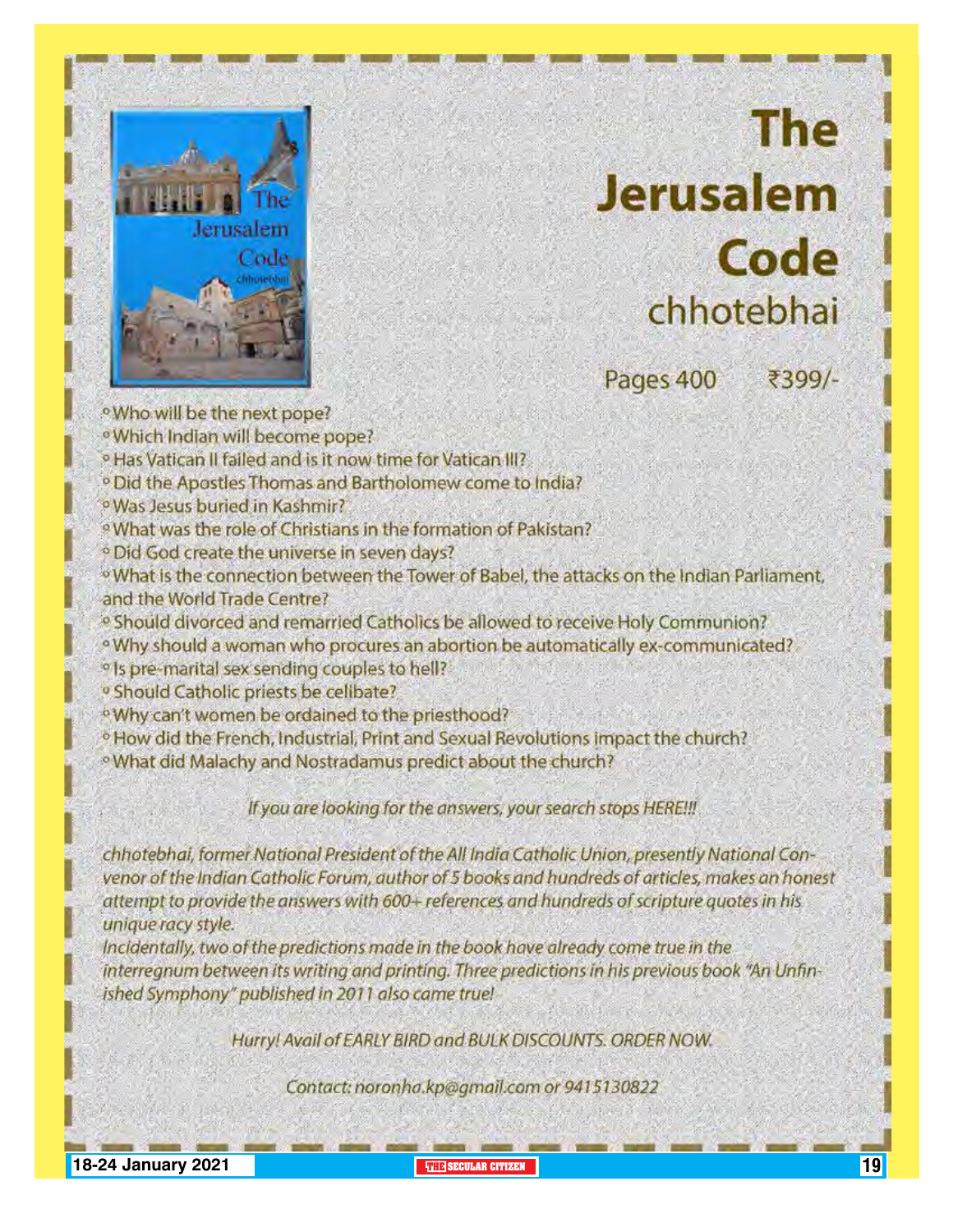# The Jerusalem Code

## chhotebhai

Pages 400 ₹399/-

- Who will be the next pope?
- Which Indian will become pope?
- Has Vatican II failed and is it now time for Vatican III?
- Did the Apostles Thomas and Bartholomew come to India?
- Was Jesus buried in Kashmir?
- What was the role of Christians in the formation of Pakistan?
- Did God create the universe in seven days?
- What is the connection between the Tower of Babel, the attacks on the Indian Parliament, and the World Trade Centre?
- Should divorced and remarried Catholics be allowed to receive Holy Communion?
- Why should a woman who procures an abortion be automatically ex-communicated?
- Is pre-marital sex sending couples to hell?
- Should Catholic priests be celibate?
- Why can't women be ordained to the priesthood?
- How did the French, Industrial, Print and Sexual Revolutions impact the church?
- What did Malachy and Nostradamus predict about the church?

*If you are looking for the answers, your search stops HERE!!!*

*chhotebhai, former National President of the All India Catholic Union, presently National Convenor of the Indian Catholic Forum, author of 5 books and hundreds of articles, makes an honest attempt to provide the answers with 600+ references and hundreds of scripture quotes in his unique racy style.*

*Incidentally, two of the predictions made in the book have already come true in the interregnum between its writing and printing. Three predictions in his previous book "An Unfinished Symphony" published in 2011 also came true!*

*Hurry! Avail of EARLY BIRD and BULK DISCOUNTS. ORDER NOW.*

*Contact: noronha.kp@gmail.com or 9415130822*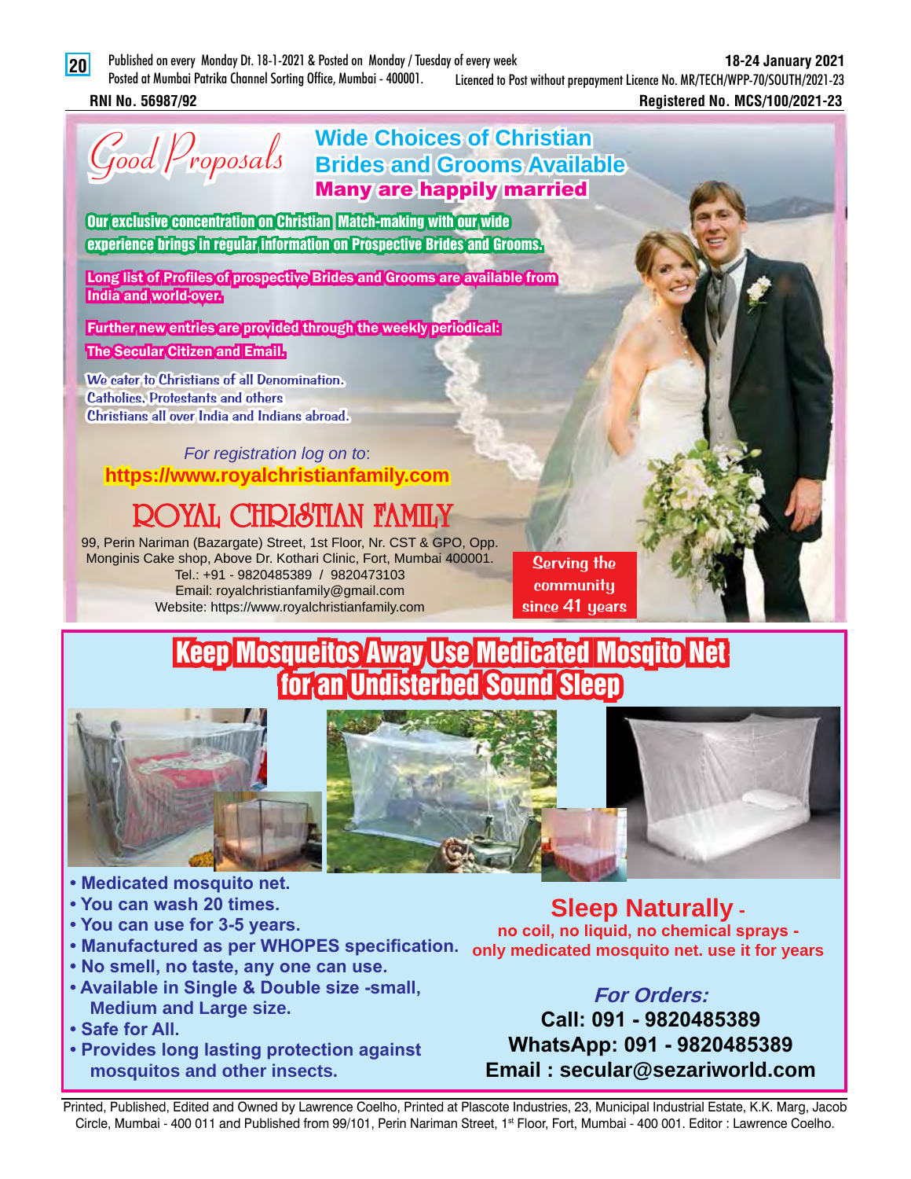# Good Proposals

## Wide Choices of Christian Brides and Grooms Available

**Many are happily married**

**Our exclusive concentration on Christian Match-making with our wide experience brings in regular information on Prospective Brides and Grooms.**

**Long list of Profiles of prospective Brides and Grooms are available from India and world-over.**

**Further new entries are provided through the weekly periodical: The Secular Citizen and Email.**

We cater to Christians of all Denomination. Catholics, Protestants and others Christians all over India and Indians abroad.

*For registration log on to*:
**https://www.royalchristianfamily.com**

## ROYAL CHRISTIAN FAMILY

99, Perin Nariman (Bazargate) Street, 1st Floor, Nr. CST & GPO, Opp. Monginis Cake shop, Above Dr. Kothari Clinic, Fort, Mumbai 400001.
Tel.: +91 - 9820485389 / 9820473103
Email: royalchristianfamily@gmail.com
Website: https://www.royalchristianfamily.com

**Serving the community since 41 years**

## Keep Mosqueitos Away Use Medicated Mosqito Net for an Undisterbed Sound Sleep

- **Medicated mosquito net.**
- **You can wash 20 times.**
- **You can use for 3-5 years.**
- **Manufactured as per WHOPES specification.**
- **No smell, no taste, any one can use.**
- **Available in Single & Double size -small, Medium and Large size.**
- **Safe for All.**
- **Provides long lasting protection against mosquitos and other insects.**

**Sleep Naturally -**
**no coil, no liquid, no chemical sprays - only medicated mosquito net. use it for years**

***For Orders:***
**Call: 091 - 9820485389**
**WhatsApp: 091 - 9820485389**
**Email : secular@sezariworld.com**

Printed, Published, Edited and Owned by Lawrence Coelho, Printed at Plascote Industries, 23, Municipal Industrial Estate, K.K. Marg, Jacob Circle, Mumbai - 400 011 and Published from 99/101, Perin Nariman Street, 1st Floor, Fort, Mumbai - 400 001. Editor : Lawrence Coelho.